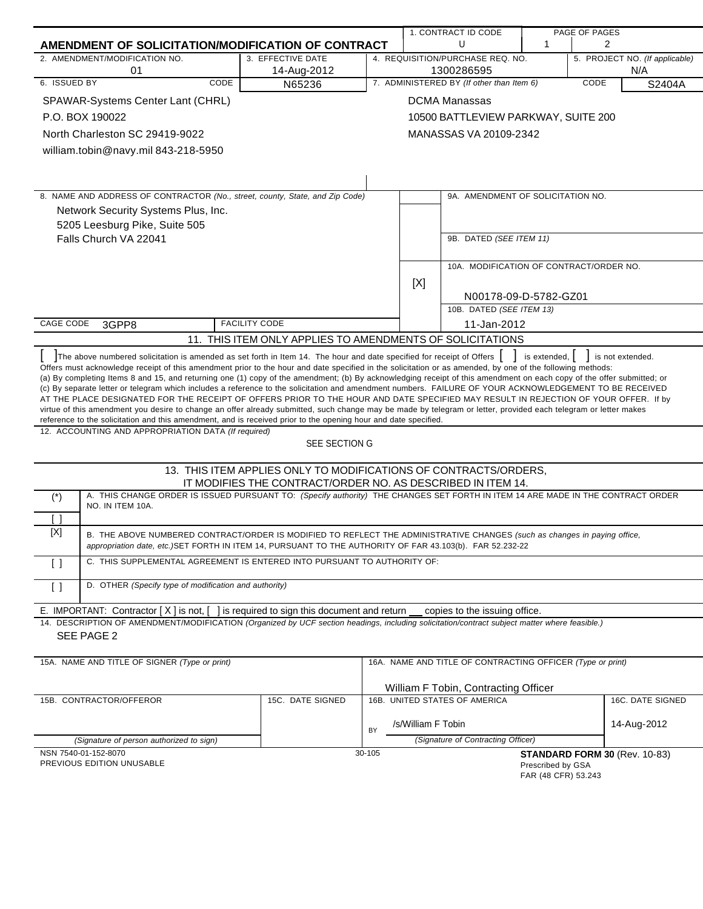# AMENDMENT OF SOLICITATION/MODIFICATION OF CONTRACT

| 1. CONTRACT ID CODE | PAGE OF PAGES | |
|---|---|---|
| U | 1 | 2 |

| 2. AMENDMENT/MODIFICATION NO. | 3. EFFECTIVE DATE | 4. REQUISITION/PURCHASE REQ. NO. | 5. PROJECT NO. (If applicable) |
|---|---|---|---|
| 01 | 14-Aug-2012 | 1300286595 | N/A |

| 6. ISSUED BY CODE N65236 | 7. ADMINISTERED BY (If other than Item 6) CODE S2404A |
|---|---|
| SPAWAR-Systems Center Lant (CHRL)<br>P.O. BOX 190022<br>North Charleston SC 29419-9022<br>william.tobin@navy.mil 843-218-5950 | DCMA Manassas<br>10500 BATTLEVIEW PARKWAY, SUITE 200<br>MANASSAS VA 20109-2342 |

**8. NAME AND ADDRESS OF CONTRACTOR** (No., street, county, State, and Zip Code)

Network Security Systems Plus, Inc.
5205 Leesburg Pike, Suite 505
Falls Church VA 22041

CAGE CODE 3GPP8 FACILITY CODE

9A. AMENDMENT OF SOLICITATION NO.

9B. DATED (SEE ITEM 11)

[X] 10A. MODIFICATION OF CONTRACT/ORDER NO.
N00178-09-D-5782-GZ01

10B. DATED (SEE ITEM 13)
11-Jan-2012

## 11. THIS ITEM ONLY APPLIES TO AMENDMENTS OF SOLICITATIONS

[ ] The above numbered solicitation is amended as set forth in Item 14. The hour and date specified for receipt of Offers [ ] is extended, [ ] is not extended.
Offers must acknowledge receipt of this amendment prior to the hour and date specified in the solicitation or as amended, by one of the following methods:
(a) By completing Items 8 and 15, and returning one (1) copy of the amendment; (b) By acknowledging receipt of this amendment on each copy of the offer submitted; or (c) By separate letter or telegram which includes a reference to the solicitation and amendment numbers. FAILURE OF YOUR ACKNOWLEDGEMENT TO BE RECEIVED AT THE PLACE DESIGNATED FOR THE RECEIPT OF OFFERS PRIOR TO THE HOUR AND DATE SPECIFIED MAY RESULT IN REJECTION OF YOUR OFFER. If by virtue of this amendment you desire to change an offer already submitted, such change may be made by telegram or letter, provided each telegram or letter makes reference to the solicitation and this amendment, and is received prior to the opening hour and date specified.

12. ACCOUNTING AND APPROPRIATION DATA (If required)

SEE SECTION G

## 13. THIS ITEM APPLIES ONLY TO MODIFICATIONS OF CONTRACTS/ORDERS, IT MODIFIES THE CONTRACT/ORDER NO. AS DESCRIBED IN ITEM 14.

| | |
|---|---|
| (*)<br>[ ] | A. THIS CHANGE ORDER IS ISSUED PURSUANT TO: (Specify authority) THE CHANGES SET FORTH IN ITEM 14 ARE MADE IN THE CONTRACT ORDER NO. IN ITEM 10A. |
| [X] | B. THE ABOVE NUMBERED CONTRACT/ORDER IS MODIFIED TO REFLECT THE ADMINISTRATIVE CHANGES (such as changes in paying office, appropriation date, etc.) SET FORTH IN ITEM 14, PURSUANT TO THE AUTHORITY OF FAR 43.103(b). FAR 52.232-22 |
| [ ] | C. THIS SUPPLEMENTAL AGREEMENT IS ENTERED INTO PURSUANT TO AUTHORITY OF: |
| [ ] | D. OTHER (Specify type of modification and authority) |

E. IMPORTANT: Contractor [ X ] is not, [ ] is required to sign this document and return \_\_ copies to the issuing office.

14. DESCRIPTION OF AMENDMENT/MODIFICATION (Organized by UCF section headings, including solicitation/contract subject matter where feasible.)

SEE PAGE 2

| 15A. NAME AND TITLE OF SIGNER (Type or print) | | 16A. NAME AND TITLE OF CONTRACTING OFFICER (Type or print) | |
|---|---|---|---|
| | | William F Tobin, Contracting Officer | |
| 15B. CONTRACTOR/OFFEROR | 15C. DATE SIGNED | 16B. UNITED STATES OF AMERICA | 16C. DATE SIGNED |
| | | BY /s/William F Tobin | 14-Aug-2012 |
| (Signature of person authorized to sign) | | (Signature of Contracting Officer) | |

NSN 7540-01-152-8070
PREVIOUS EDITION UNUSABLE

30-105

**STANDARD FORM 30** (Rev. 10-83)
Prescribed by GSA
FAR (48 CFR) 53.243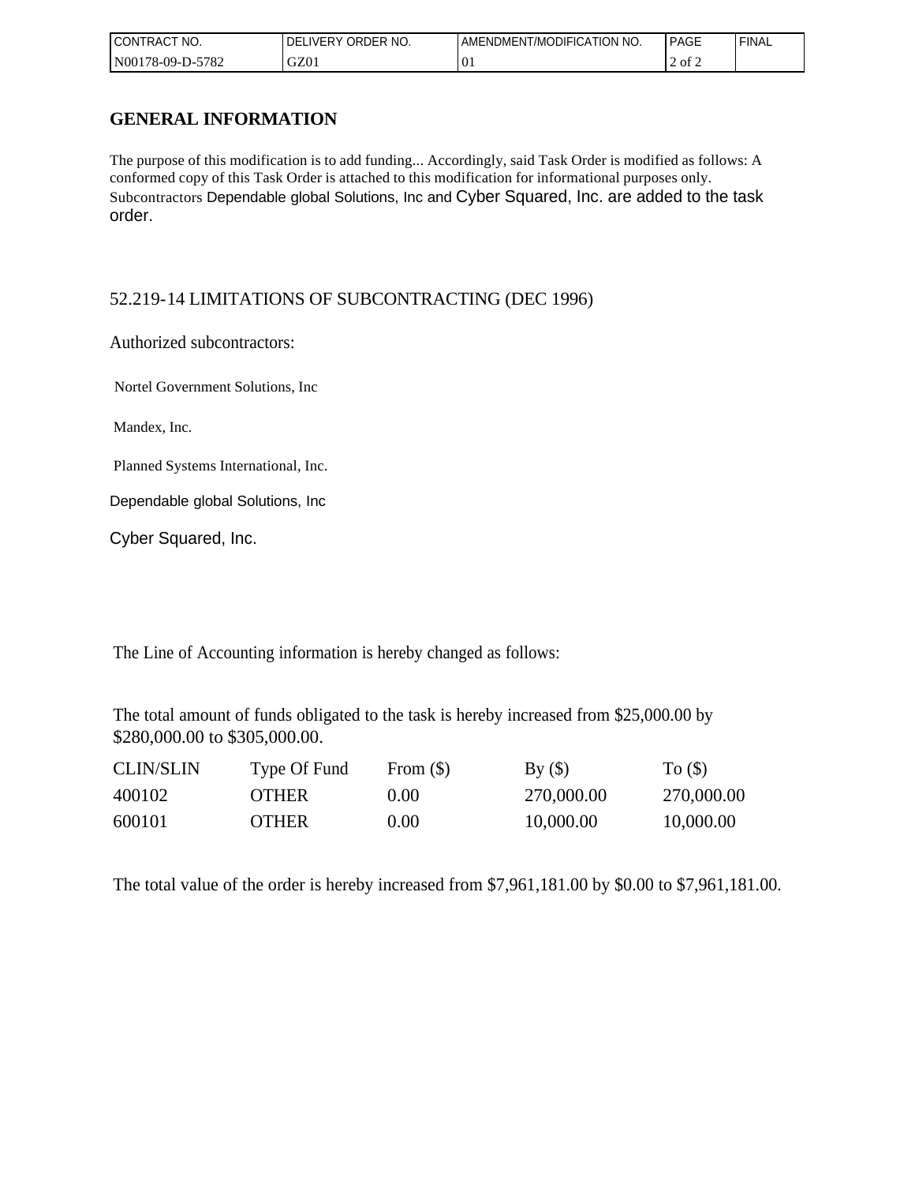| CONTRACT NO. | DELIVERY ORDER NO. | AMENDMENT/MODIFICATION NO. | PAGE | FINAL |
|---|---|---|---|---|
| N00178-09-D-5782 | GZ01 | 01 | 2 of 2 | |

## GENERAL INFORMATION

The purpose of this modification is to add funding... Accordingly, said Task Order is modified as follows: A conformed copy of this Task Order is attached to this modification for informational purposes only. Subcontractors Dependable global Solutions, Inc and Cyber Squared, Inc. are added to the task order.

52.219-14 LIMITATIONS OF SUBCONTRACTING (DEC 1996)

Authorized subcontractors:

Nortel Government Solutions, Inc

Mandex, Inc.

Planned Systems International, Inc.

Dependable global Solutions, Inc

Cyber Squared, Inc.

The Line of Accounting information is hereby changed as follows:

The total amount of funds obligated to the task is hereby increased from $25,000.00 by $280,000.00 to $305,000.00.

| CLIN/SLIN | Type Of Fund | From ($) | By ($) | To ($) |
|---|---|---|---|---|
| 400102 | OTHER | 0.00 | 270,000.00 | 270,000.00 |
| 600101 | OTHER | 0.00 | 10,000.00 | 10,000.00 |

The total value of the order is hereby increased from $7,961,181.00 by $0.00 to $7,961,181.00.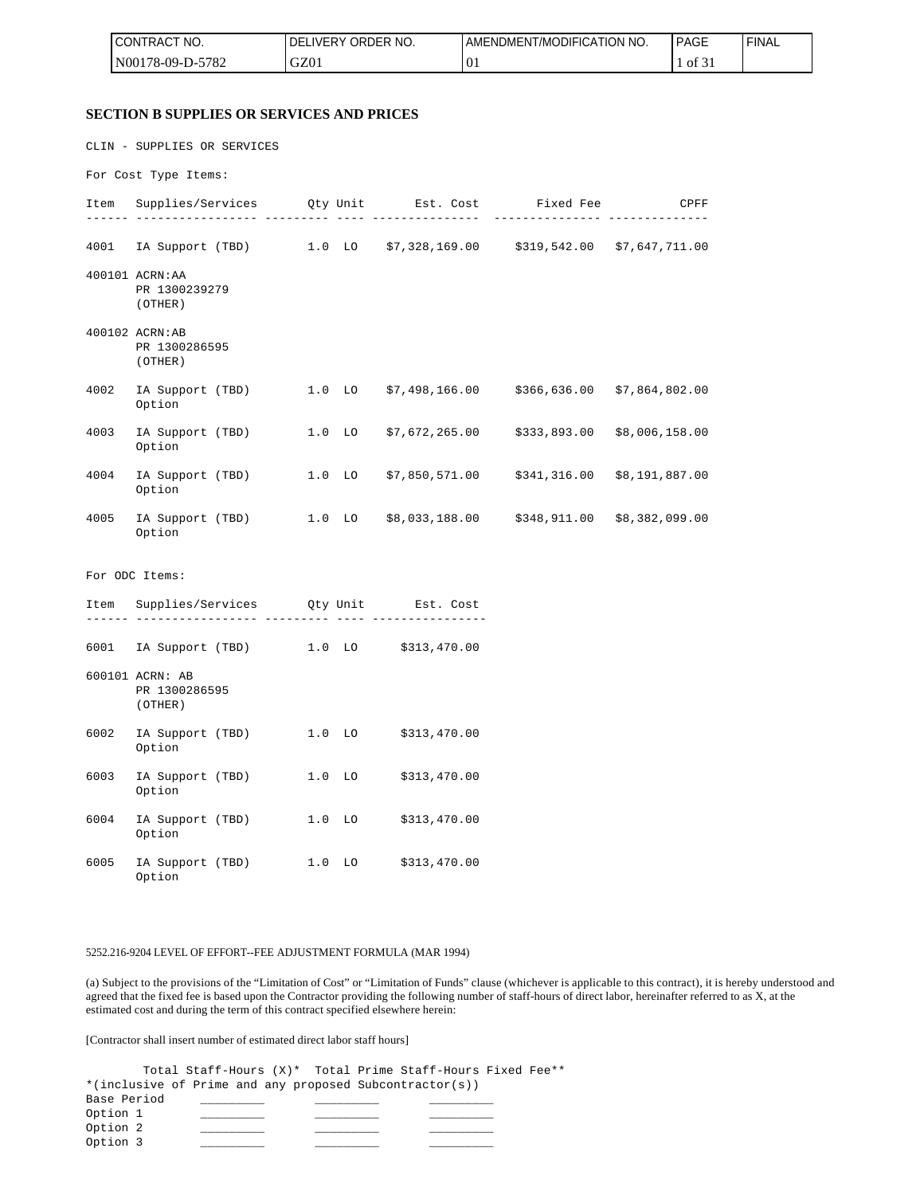## SECTION B SUPPLIES OR SERVICES AND PRICES

CLIN - SUPPLIES OR SERVICES

For Cost Type Items:

| Item | Supplies/Services | Qty | Unit | Est. Cost | Fixed Fee | CPFF |
|---|---|---|---|---|---|---|
| 4001 | IA Support (TBD) | 1.0 | LO | $7,328,169.00 | $319,542.00 | $7,647,711.00 |
| 400101 | ACRN:AA<br>PR 1300239279<br>(OTHER) | | | | | |
| 400102 | ACRN:AB<br>PR 1300286595<br>(OTHER) | | | | | |
| 4002 | IA Support (TBD)<br>Option | 1.0 | LO | $7,498,166.00 | $366,636.00 | $7,864,802.00 |
| 4003 | IA Support (TBD)<br>Option | 1.0 | LO | $7,672,265.00 | $333,893.00 | $8,006,158.00 |
| 4004 | IA Support (TBD)<br>Option | 1.0 | LO | $7,850,571.00 | $341,316.00 | $8,191,887.00 |
| 4005 | IA Support (TBD)<br>Option | 1.0 | LO | $8,033,188.00 | $348,911.00 | $8,382,099.00 |

For ODC Items:

| Item | Supplies/Services | Qty | Unit | Est. Cost |
|---|---|---|---|---|
| 6001 | IA Support (TBD) | 1.0 | LO | $313,470.00 |
| 600101 | ACRN: AB<br>PR 1300286595<br>(OTHER) | | | |
| 6002 | IA Support (TBD)<br>Option | 1.0 | LO | $313,470.00 |
| 6003 | IA Support (TBD)<br>Option | 1.0 | LO | $313,470.00 |
| 6004 | IA Support (TBD)<br>Option | 1.0 | LO | $313,470.00 |
| 6005 | IA Support (TBD)<br>Option | 1.0 | LO | $313,470.00 |

5252.216-9204 LEVEL OF EFFORT--FEE ADJUSTMENT FORMULA (MAR 1994)

(a) Subject to the provisions of the "Limitation of Cost" or "Limitation of Funds" clause (whichever is applicable to this contract), it is hereby understood and agreed that the fixed fee is based upon the Contractor providing the following number of staff-hours of direct labor, hereinafter referred to as X, at the estimated cost and during the term of this contract specified elsewhere herein:

[Contractor shall insert number of estimated direct labor staff hours]

| | Total Staff-Hours (X)* | Total Prime Staff-Hours | Fixed Fee** |
|---|---|---|---|
| Base Period | _________ | _________ | _________ |
| Option 1 | _________ | _________ | _________ |
| Option 2 | _________ | _________ | _________ |
| Option 3 | _________ | _________ | _________ |

*(inclusive of Prime and any proposed Subcontractor(s))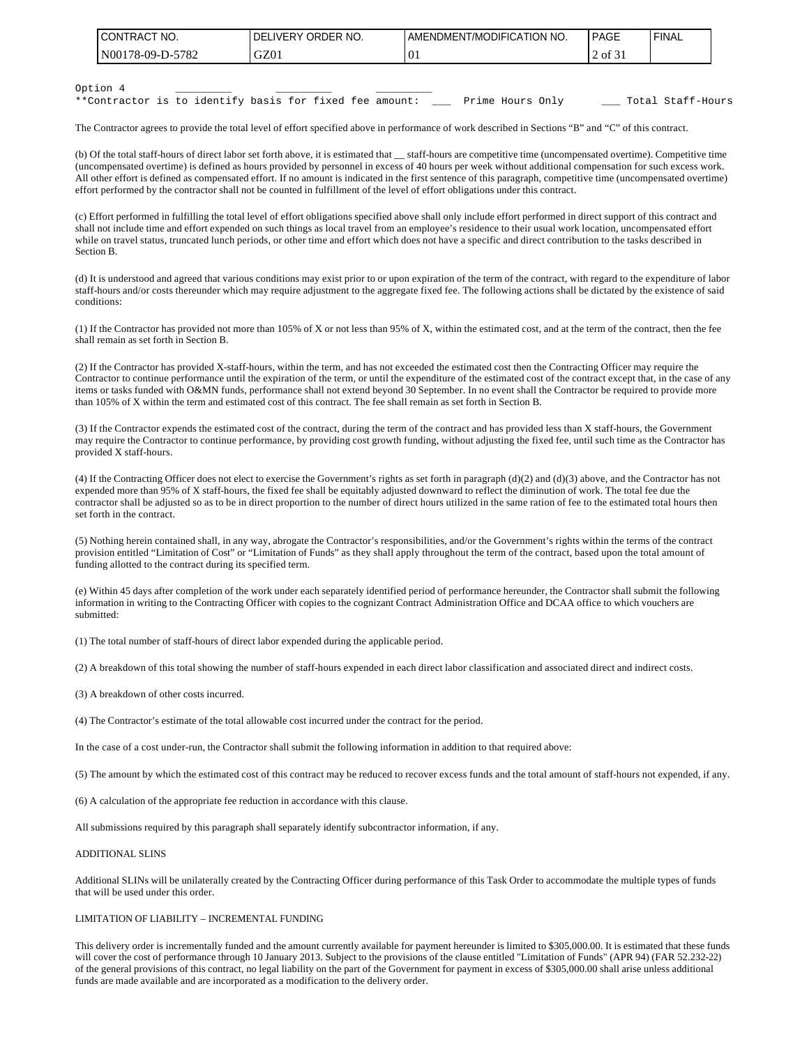```
Option 4        _________    _________    _________
**Contractor is to identify basis for fixed fee amount:  ___  Prime Hours Only      ___ Total Staff-Hours
```

The Contractor agrees to provide the total level of effort specified above in performance of work described in Sections "B" and "C" of this contract.

(b) Of the total staff-hours of direct labor set forth above, it is estimated that __ staff-hours are competitive time (uncompensated overtime). Competitive time (uncompensated overtime) is defined as hours provided by personnel in excess of 40 hours per week without additional compensation for such excess work. All other effort is defined as compensated effort. If no amount is indicated in the first sentence of this paragraph, competitive time (uncompensated overtime) effort performed by the contractor shall not be counted in fulfillment of the level of effort obligations under this contract.

(c) Effort performed in fulfilling the total level of effort obligations specified above shall only include effort performed in direct support of this contract and shall not include time and effort expended on such things as local travel from an employee's residence to their usual work location, uncompensated effort while on travel status, truncated lunch periods, or other time and effort which does not have a specific and direct contribution to the tasks described in Section B.

(d) It is understood and agreed that various conditions may exist prior to or upon expiration of the term of the contract, with regard to the expenditure of labor staff-hours and/or costs thereunder which may require adjustment to the aggregate fixed fee. The following actions shall be dictated by the existence of said conditions:

(1) If the Contractor has provided not more than 105% of X or not less than 95% of X, within the estimated cost, and at the term of the contract, then the fee shall remain as set forth in Section B.

(2) If the Contractor has provided X-staff-hours, within the term, and has not exceeded the estimated cost then the Contracting Officer may require the Contractor to continue performance until the expiration of the term, or until the expenditure of the estimated cost of the contract except that, in the case of any items or tasks funded with O&MN funds, performance shall not extend beyond 30 September. In no event shall the Contractor be required to provide more than 105% of X within the term and estimated cost of this contract. The fee shall remain as set forth in Section B.

(3) If the Contractor expends the estimated cost of the contract, during the term of the contract and has provided less than X staff-hours, the Government may require the Contractor to continue performance, by providing cost growth funding, without adjusting the fixed fee, until such time as the Contractor has provided X staff-hours.

(4) If the Contracting Officer does not elect to exercise the Government's rights as set forth in paragraph (d)(2) and (d)(3) above, and the Contractor has not expended more than 95% of X staff-hours, the fixed fee shall be equitably adjusted downward to reflect the diminution of work. The total fee due the contractor shall be adjusted so as to be in direct proportion to the number of direct hours utilized in the same ration of fee to the estimated total hours then set forth in the contract.

(5) Nothing herein contained shall, in any way, abrogate the Contractor's responsibilities, and/or the Government's rights within the terms of the contract provision entitled "Limitation of Cost" or "Limitation of Funds" as they shall apply throughout the term of the contract, based upon the total amount of funding allotted to the contract during its specified term.

(e) Within 45 days after completion of the work under each separately identified period of performance hereunder, the Contractor shall submit the following information in writing to the Contracting Officer with copies to the cognizant Contract Administration Office and DCAA office to which vouchers are submitted:

(1) The total number of staff-hours of direct labor expended during the applicable period.

(2) A breakdown of this total showing the number of staff-hours expended in each direct labor classification and associated direct and indirect costs.

(3) A breakdown of other costs incurred.

(4) The Contractor's estimate of the total allowable cost incurred under the contract for the period.

In the case of a cost under-run, the Contractor shall submit the following information in addition to that required above:

(5) The amount by which the estimated cost of this contract may be reduced to recover excess funds and the total amount of staff-hours not expended, if any.

(6) A calculation of the appropriate fee reduction in accordance with this clause.

All submissions required by this paragraph shall separately identify subcontractor information, if any.

ADDITIONAL SLINS

Additional SLINs will be unilaterally created by the Contracting Officer during performance of this Task Order to accommodate the multiple types of funds that will be used under this order.

LIMITATION OF LIABILITY – INCREMENTAL FUNDING

This delivery order is incrementally funded and the amount currently available for payment hereunder is limited to $305,000.00. It is estimated that these funds will cover the cost of performance through 10 January 2013. Subject to the provisions of the clause entitled "Limitation of Funds" (APR 94) (FAR 52.232-22) of the general provisions of this contract, no legal liability on the part of the Government for payment in excess of $305,000.00 shall arise unless additional funds are made available and are incorporated as a modification to the delivery order.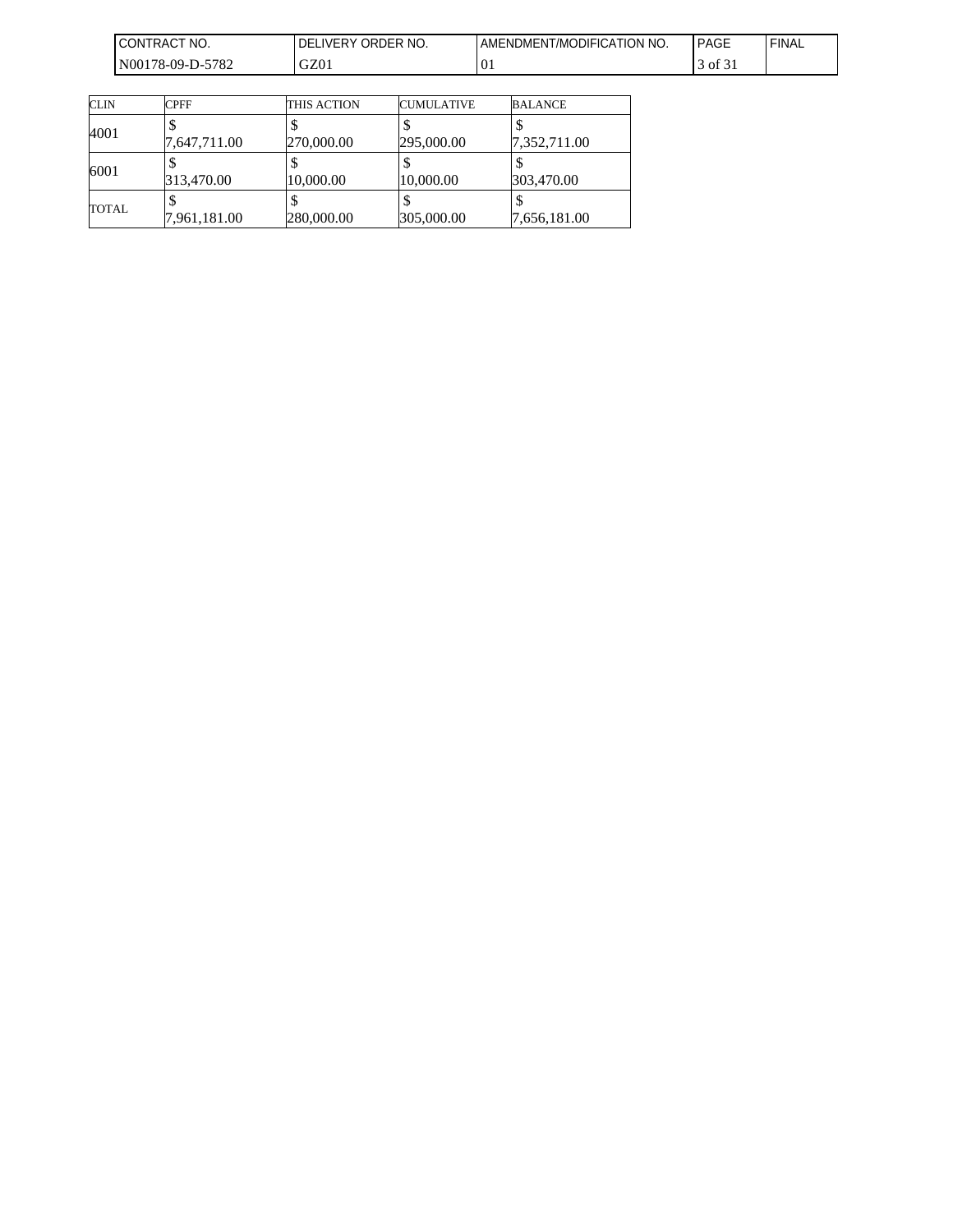| CLIN | CPFF | THIS ACTION | CUMULATIVE | BALANCE |
|---|---|---|---|---|
| 4001 | $ 7,647,711.00 | $ 270,000.00 | $ 295,000.00 | $ 7,352,711.00 |
| 6001 | $ 313,470.00 | $ 10,000.00 | $ 10,000.00 | $ 303,470.00 |
| TOTAL | $ 7,961,181.00 | $ 280,000.00 | $ 305,000.00 | $ 7,656,181.00 |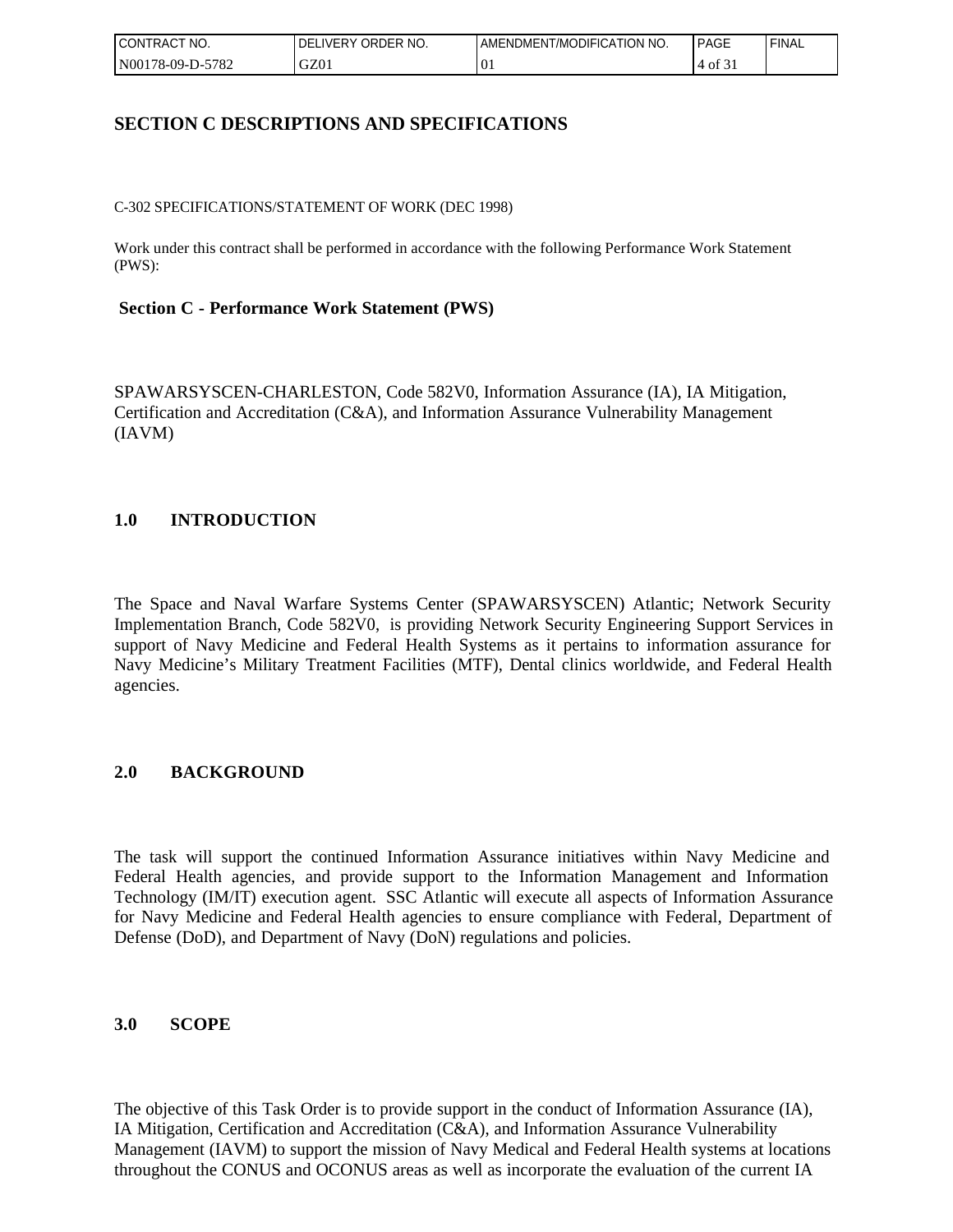# SECTION C DESCRIPTIONS AND SPECIFICATIONS

C-302 SPECIFICATIONS/STATEMENT OF WORK (DEC 1998)

Work under this contract shall be performed in accordance with the following Performance Work Statement (PWS):

## Section C - Performance Work Statement (PWS)

SPAWARSYSCEN-CHARLESTON, Code 582V0, Information Assurance (IA), IA Mitigation, Certification and Accreditation (C&A), and Information Assurance Vulnerability Management (IAVM)

## 1.0 INTRODUCTION

The Space and Naval Warfare Systems Center (SPAWARSYSCEN) Atlantic; Network Security Implementation Branch, Code 582V0, is providing Network Security Engineering Support Services in support of Navy Medicine and Federal Health Systems as it pertains to information assurance for Navy Medicine's Military Treatment Facilities (MTF), Dental clinics worldwide, and Federal Health agencies.

## 2.0 BACKGROUND

The task will support the continued Information Assurance initiatives within Navy Medicine and Federal Health agencies, and provide support to the Information Management and Information Technology (IM/IT) execution agent. SSC Atlantic will execute all aspects of Information Assurance for Navy Medicine and Federal Health agencies to ensure compliance with Federal, Department of Defense (DoD), and Department of Navy (DoN) regulations and policies.

## 3.0 SCOPE

The objective of this Task Order is to provide support in the conduct of Information Assurance (IA), IA Mitigation, Certification and Accreditation (C&A), and Information Assurance Vulnerability Management (IAVM) to support the mission of Navy Medical and Federal Health systems at locations throughout the CONUS and OCONUS areas as well as incorporate the evaluation of the current IA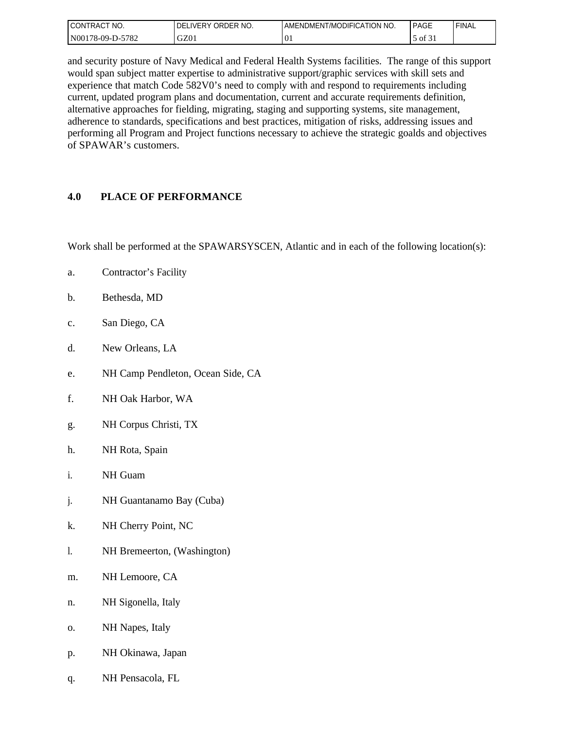and security posture of Navy Medical and Federal Health Systems facilities. The range of this support would span subject matter expertise to administrative support/graphic services with skill sets and experience that match Code 582V0's need to comply with and respond to requirements including current, updated program plans and documentation, current and accurate requirements definition, alternative approaches for fielding, migrating, staging and supporting systems, site management, adherence to standards, specifications and best practices, mitigation of risks, addressing issues and performing all Program and Project functions necessary to achieve the strategic goalds and objectives of SPAWAR's customers.

## 4.0 PLACE OF PERFORMANCE

Work shall be performed at the SPAWARSYSCEN, Atlantic and in each of the following location(s):

a. Contractor's Facility

b. Bethesda, MD

c. San Diego, CA

d. New Orleans, LA

e. NH Camp Pendleton, Ocean Side, CA

f. NH Oak Harbor, WA

g. NH Corpus Christi, TX

h. NH Rota, Spain

i. NH Guam

j. NH Guantanamo Bay (Cuba)

k. NH Cherry Point, NC

l. NH Bremeerton, (Washington)

m. NH Lemoore, CA

n. NH Sigonella, Italy

o. NH Napes, Italy

p. NH Okinawa, Japan

q. NH Pensacola, FL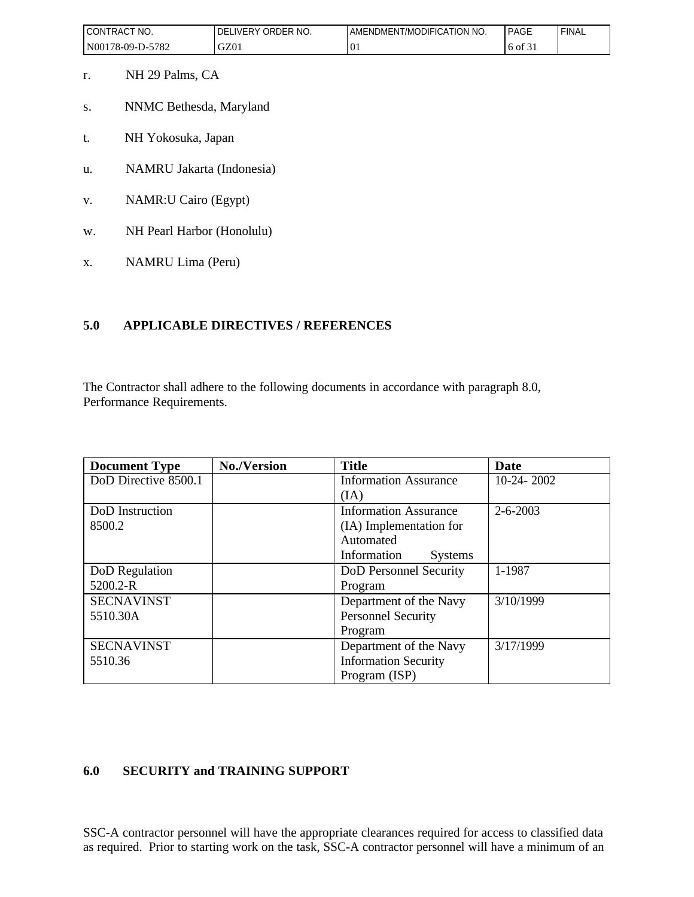r. NH 29 Palms, CA

s. NNMC Bethesda, Maryland

t. NH Yokosuka, Japan

u. NAMRU Jakarta (Indonesia)

v. NAMR:U Cairo (Egypt)

w. NH Pearl Harbor (Honolulu)

x. NAMRU Lima (Peru)

## 5.0 APPLICABLE DIRECTIVES / REFERENCES

The Contractor shall adhere to the following documents in accordance with paragraph 8.0, Performance Requirements.

| Document Type | No./Version | Title | Date |
|---|---|---|---|
| DoD Directive 8500.1 | | Information Assurance (IA) | 10-24- 2002 |
| DoD Instruction 8500.2 | | Information Assurance (IA) Implementation for Automated Information Systems | 2-6-2003 |
| DoD Regulation 5200.2-R | | DoD Personnel Security Program | 1-1987 |
| SECNAVINST 5510.30A | | Department of the Navy Personnel Security Program | 3/10/1999 |
| SECNAVINST 5510.36 | | Department of the Navy Information Security Program (ISP) | 3/17/1999 |

## 6.0 SECURITY and TRAINING SUPPORT

SSC-A contractor personnel will have the appropriate clearances required for access to classified data as required. Prior to starting work on the task, SSC-A contractor personnel will have a minimum of an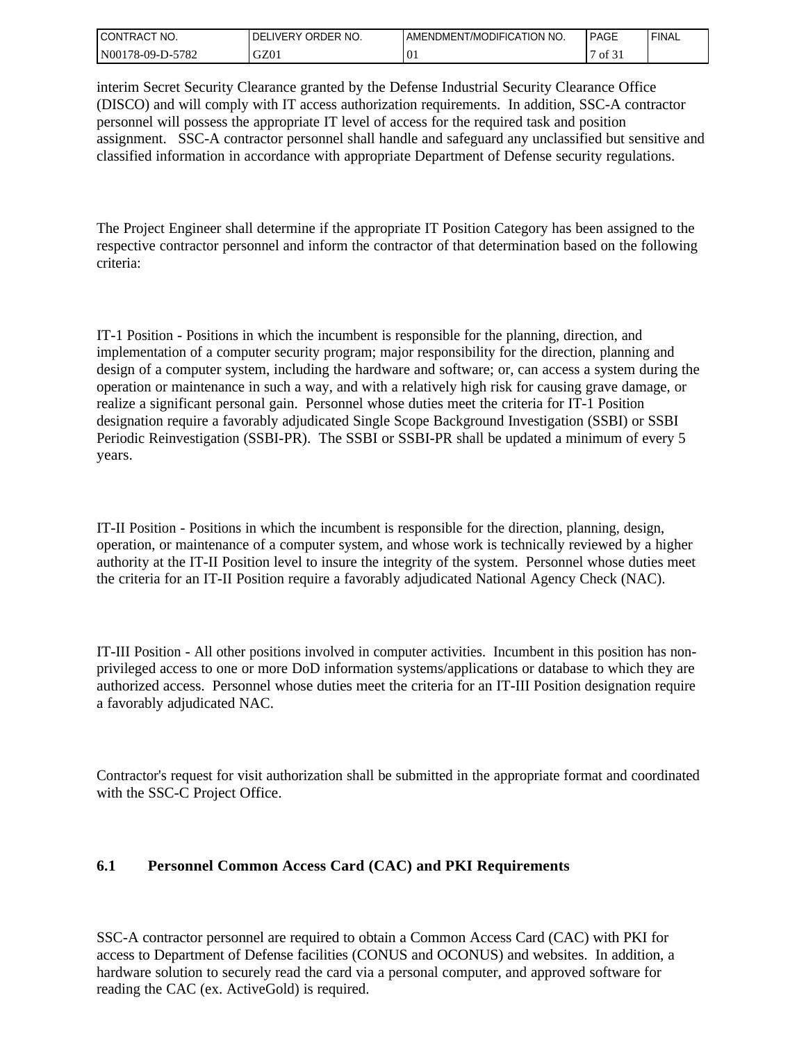interim Secret Security Clearance granted by the Defense Industrial Security Clearance Office (DISCO) and will comply with IT access authorization requirements. In addition, SSC-A contractor personnel will possess the appropriate IT level of access for the required task and position assignment. SSC-A contractor personnel shall handle and safeguard any unclassified but sensitive and classified information in accordance with appropriate Department of Defense security regulations.

The Project Engineer shall determine if the appropriate IT Position Category has been assigned to the respective contractor personnel and inform the contractor of that determination based on the following criteria:

IT-1 Position - Positions in which the incumbent is responsible for the planning, direction, and implementation of a computer security program; major responsibility for the direction, planning and design of a computer system, including the hardware and software; or, can access a system during the operation or maintenance in such a way, and with a relatively high risk for causing grave damage, or realize a significant personal gain. Personnel whose duties meet the criteria for IT-1 Position designation require a favorably adjudicated Single Scope Background Investigation (SSBI) or SSBI Periodic Reinvestigation (SSBI-PR). The SSBI or SSBI-PR shall be updated a minimum of every 5 years.

IT-II Position - Positions in which the incumbent is responsible for the direction, planning, design, operation, or maintenance of a computer system, and whose work is technically reviewed by a higher authority at the IT-II Position level to insure the integrity of the system. Personnel whose duties meet the criteria for an IT-II Position require a favorably adjudicated National Agency Check (NAC).

IT-III Position - All other positions involved in computer activities. Incumbent in this position has non-privileged access to one or more DoD information systems/applications or database to which they are authorized access. Personnel whose duties meet the criteria for an IT-III Position designation require a favorably adjudicated NAC.

Contractor's request for visit authorization shall be submitted in the appropriate format and coordinated with the SSC-C Project Office.

### 6.1 Personnel Common Access Card (CAC) and PKI Requirements

SSC-A contractor personnel are required to obtain a Common Access Card (CAC) with PKI for access to Department of Defense facilities (CONUS and OCONUS) and websites. In addition, a hardware solution to securely read the card via a personal computer, and approved software for reading the CAC (ex. ActiveGold) is required.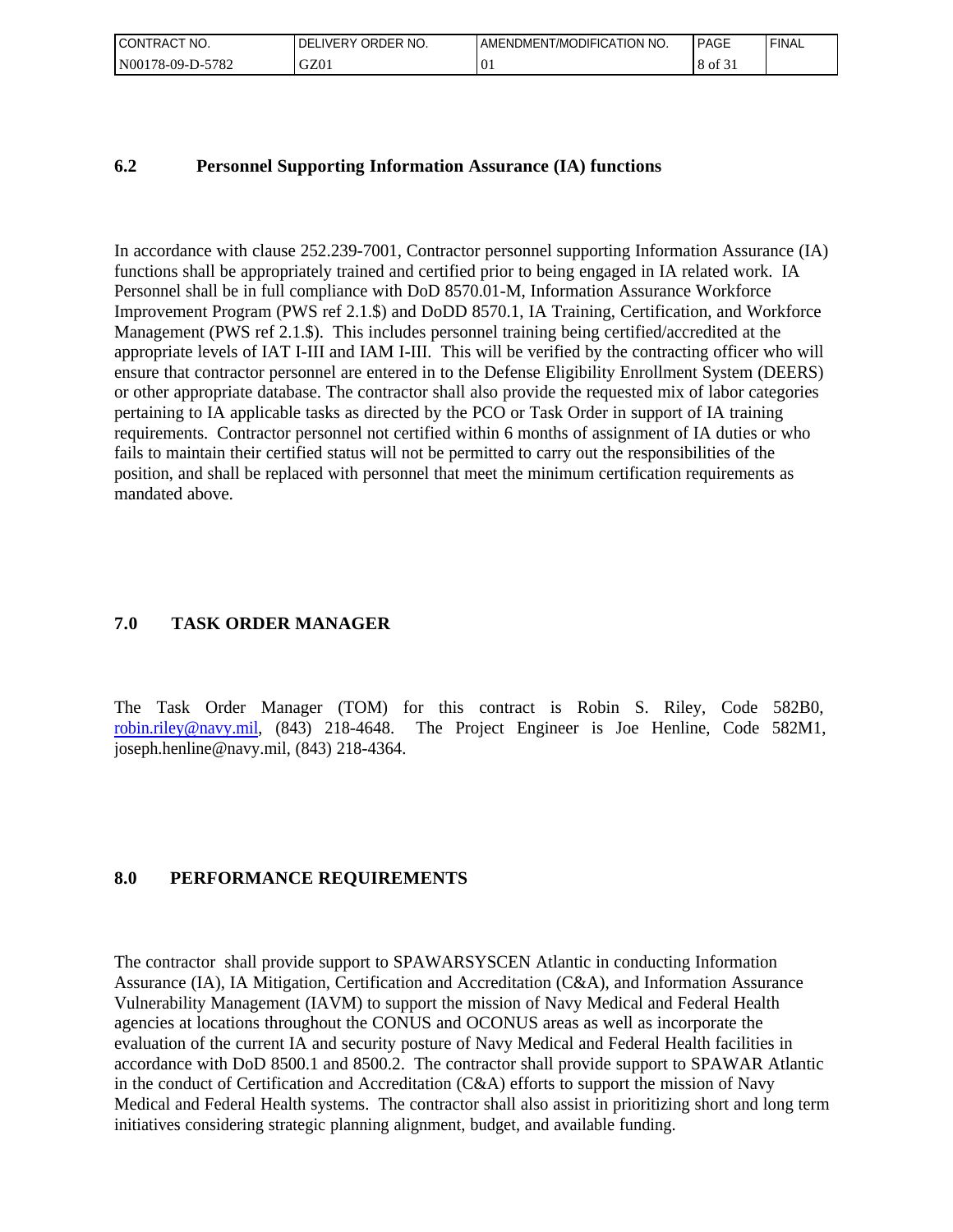## 6.2 Personnel Supporting Information Assurance (IA) functions

In accordance with clause 252.239-7001, Contractor personnel supporting Information Assurance (IA) functions shall be appropriately trained and certified prior to being engaged in IA related work. IA Personnel shall be in full compliance with DoD 8570.01-M, Information Assurance Workforce Improvement Program (PWS ref 2.1.$) and DoDD 8570.1, IA Training, Certification, and Workforce Management (PWS ref 2.1.$). This includes personnel training being certified/accredited at the appropriate levels of IAT I-III and IAM I-III. This will be verified by the contracting officer who will ensure that contractor personnel are entered in to the Defense Eligibility Enrollment System (DEERS) or other appropriate database. The contractor shall also provide the requested mix of labor categories pertaining to IA applicable tasks as directed by the PCO or Task Order in support of IA training requirements. Contractor personnel not certified within 6 months of assignment of IA duties or who fails to maintain their certified status will not be permitted to carry out the responsibilities of the position, and shall be replaced with personnel that meet the minimum certification requirements as mandated above.

## 7.0 TASK ORDER MANAGER

The Task Order Manager (TOM) for this contract is Robin S. Riley, Code 582B0, robin.riley@navy.mil, (843) 218-4648. The Project Engineer is Joe Henline, Code 582M1, joseph.henline@navy.mil, (843) 218-4364.

## 8.0 PERFORMANCE REQUIREMENTS

The contractor shall provide support to SPAWARSYSCEN Atlantic in conducting Information Assurance (IA), IA Mitigation, Certification and Accreditation (C&A), and Information Assurance Vulnerability Management (IAVM) to support the mission of Navy Medical and Federal Health agencies at locations throughout the CONUS and OCONUS areas as well as incorporate the evaluation of the current IA and security posture of Navy Medical and Federal Health facilities in accordance with DoD 8500.1 and 8500.2. The contractor shall provide support to SPAWAR Atlantic in the conduct of Certification and Accreditation (C&A) efforts to support the mission of Navy Medical and Federal Health systems. The contractor shall also assist in prioritizing short and long term initiatives considering strategic planning alignment, budget, and available funding.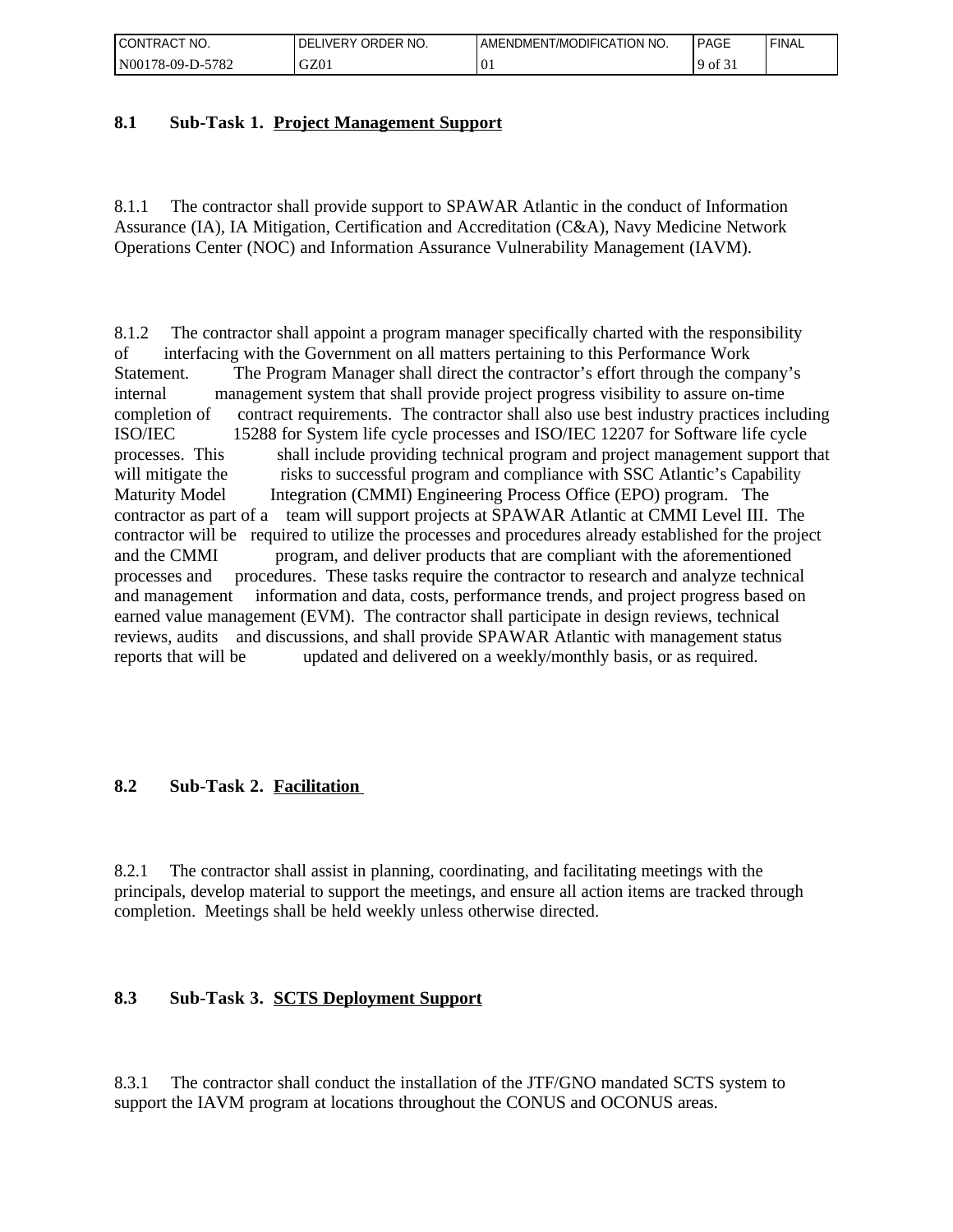### 8.1 Sub-Task 1. Project Management Support

8.1.1 The contractor shall provide support to SPAWAR Atlantic in the conduct of Information Assurance (IA), IA Mitigation, Certification and Accreditation (C&A), Navy Medicine Network Operations Center (NOC) and Information Assurance Vulnerability Management (IAVM).

8.1.2 The contractor shall appoint a program manager specifically charted with the responsibility of interfacing with the Government on all matters pertaining to this Performance Work Statement. The Program Manager shall direct the contractor's effort through the company's internal management system that shall provide project progress visibility to assure on-time completion of contract requirements. The contractor shall also use best industry practices including ISO/IEC 15288 for System life cycle processes and ISO/IEC 12207 for Software life cycle processes. This shall include providing technical program and project management support that will mitigate the risks to successful program and compliance with SSC Atlantic's Capability Maturity Model Integration (CMMI) Engineering Process Office (EPO) program. The contractor as part of a team will support projects at SPAWAR Atlantic at CMMI Level III. The contractor will be required to utilize the processes and procedures already established for the project and the CMMI program, and deliver products that are compliant with the aforementioned processes and procedures. These tasks require the contractor to research and analyze technical and management information and data, costs, performance trends, and project progress based on earned value management (EVM). The contractor shall participate in design reviews, technical reviews, audits and discussions, and shall provide SPAWAR Atlantic with management status reports that will be updated and delivered on a weekly/monthly basis, or as required.

### 8.2 Sub-Task 2. Facilitation

8.2.1 The contractor shall assist in planning, coordinating, and facilitating meetings with the principals, develop material to support the meetings, and ensure all action items are tracked through completion. Meetings shall be held weekly unless otherwise directed.

### 8.3 Sub-Task 3. SCTS Deployment Support

8.3.1 The contractor shall conduct the installation of the JTF/GNO mandated SCTS system to support the IAVM program at locations throughout the CONUS and OCONUS areas.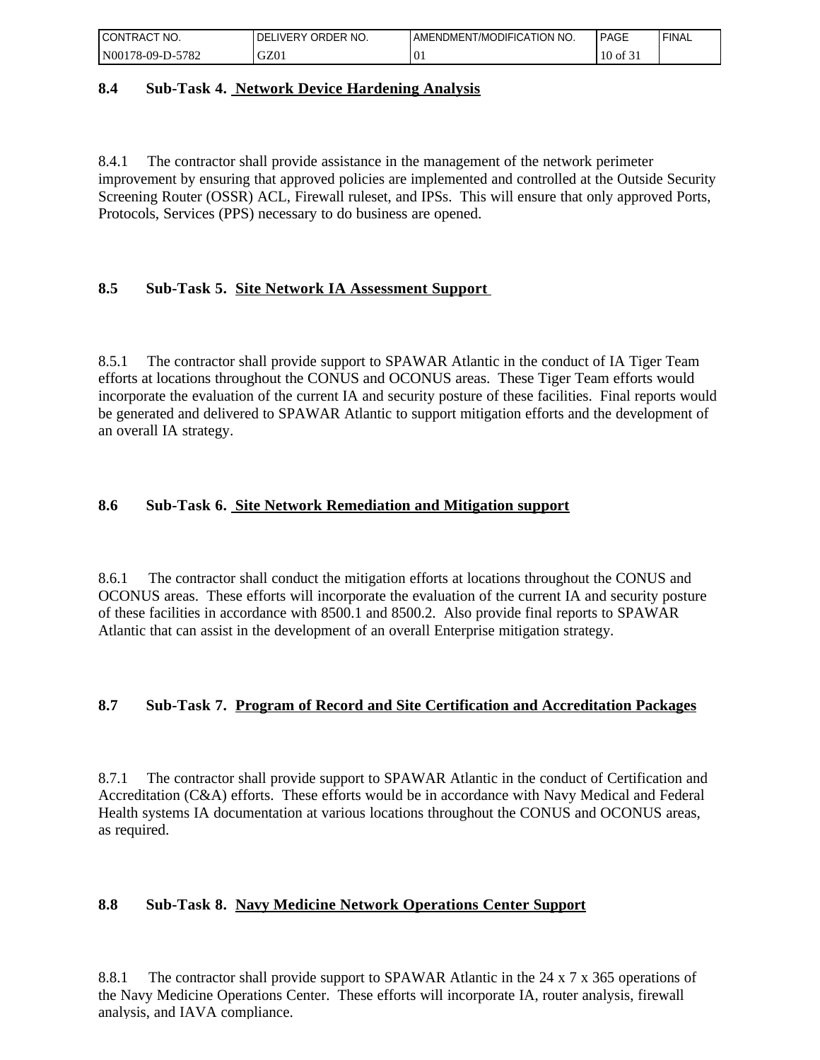### 8.4 Sub-Task 4. Network Device Hardening Analysis

8.4.1 The contractor shall provide assistance in the management of the network perimeter improvement by ensuring that approved policies are implemented and controlled at the Outside Security Screening Router (OSSR) ACL, Firewall ruleset, and IPSs. This will ensure that only approved Ports, Protocols, Services (PPS) necessary to do business are opened.

### 8.5 Sub-Task 5. Site Network IA Assessment Support

8.5.1 The contractor shall provide support to SPAWAR Atlantic in the conduct of IA Tiger Team efforts at locations throughout the CONUS and OCONUS areas. These Tiger Team efforts would incorporate the evaluation of the current IA and security posture of these facilities. Final reports would be generated and delivered to SPAWAR Atlantic to support mitigation efforts and the development of an overall IA strategy.

### 8.6 Sub-Task 6. Site Network Remediation and Mitigation support

8.6.1 The contractor shall conduct the mitigation efforts at locations throughout the CONUS and OCONUS areas. These efforts will incorporate the evaluation of the current IA and security posture of these facilities in accordance with 8500.1 and 8500.2. Also provide final reports to SPAWAR Atlantic that can assist in the development of an overall Enterprise mitigation strategy.

### 8.7 Sub-Task 7. Program of Record and Site Certification and Accreditation Packages

8.7.1 The contractor shall provide support to SPAWAR Atlantic in the conduct of Certification and Accreditation (C&A) efforts. These efforts would be in accordance with Navy Medical and Federal Health systems IA documentation at various locations throughout the CONUS and OCONUS areas, as required.

### 8.8 Sub-Task 8. Navy Medicine Network Operations Center Support

8.8.1 The contractor shall provide support to SPAWAR Atlantic in the 24 x 7 x 365 operations of the Navy Medicine Operations Center. These efforts will incorporate IA, router analysis, firewall analysis, and IAVA compliance.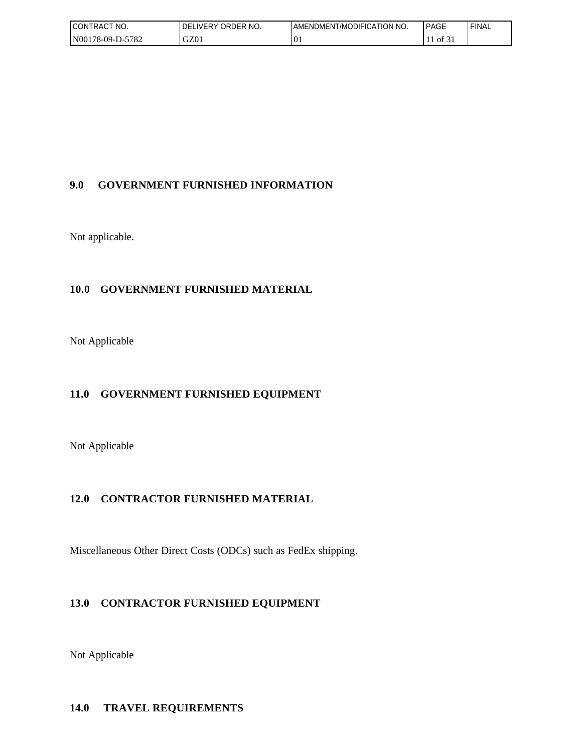## 9.0 GOVERNMENT FURNISHED INFORMATION

Not applicable.

## 10.0 GOVERNMENT FURNISHED MATERIAL

Not Applicable

## 11.0 GOVERNMENT FURNISHED EQUIPMENT

Not Applicable

## 12.0 CONTRACTOR FURNISHED MATERIAL

Miscellaneous Other Direct Costs (ODCs) such as FedEx shipping.

## 13.0 CONTRACTOR FURNISHED EQUIPMENT

Not Applicable

## 14.0 TRAVEL REQUIREMENTS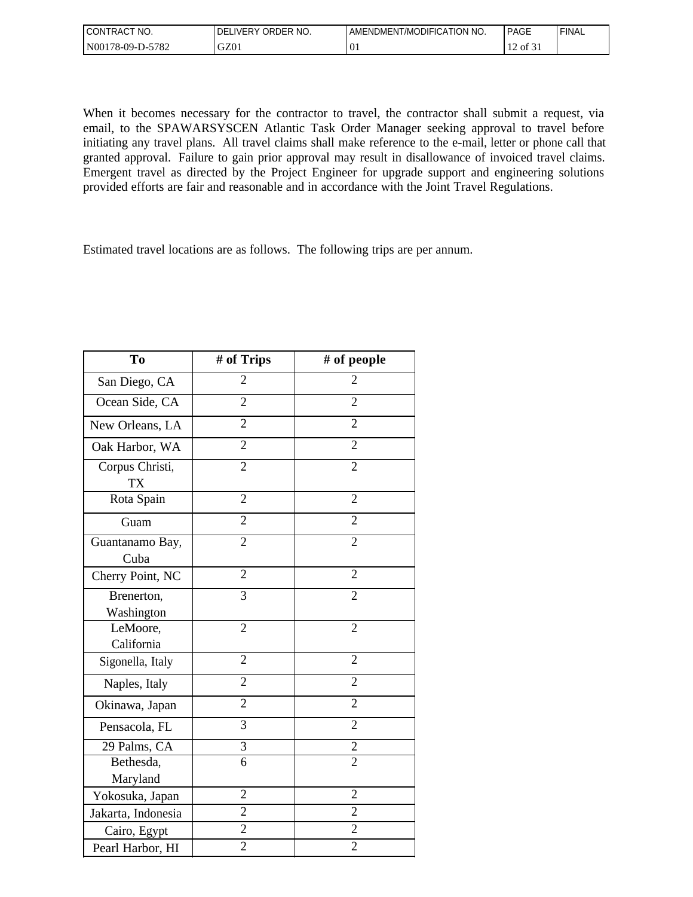When it becomes necessary for the contractor to travel, the contractor shall submit a request, via email, to the SPAWARSYSCEN Atlantic Task Order Manager seeking approval to travel before initiating any travel plans. All travel claims shall make reference to the e-mail, letter or phone call that granted approval. Failure to gain prior approval may result in disallowance of invoiced travel claims. Emergent travel as directed by the Project Engineer for upgrade support and engineering solutions provided efforts are fair and reasonable and in accordance with the Joint Travel Regulations.

Estimated travel locations are as follows. The following trips are per annum.

| To | # of Trips | # of people |
|---|---|---|
| San Diego, CA | 2 | 2 |
| Ocean Side, CA | 2 | 2 |
| New Orleans, LA | 2 | 2 |
| Oak Harbor, WA | 2 | 2 |
| Corpus Christi, TX | 2 | 2 |
| Rota Spain | 2 | 2 |
| Guam | 2 | 2 |
| Guantanamo Bay, Cuba | 2 | 2 |
| Cherry Point, NC | 2 | 2 |
| Brenerton, Washington | 3 | 2 |
| LeMoore, California | 2 | 2 |
| Sigonella, Italy | 2 | 2 |
| Naples, Italy | 2 | 2 |
| Okinawa, Japan | 2 | 2 |
| Pensacola, FL | 3 | 2 |
| 29 Palms, CA | 3 | 2 |
| Bethesda, Maryland | 6 | 2 |
| Yokosuka, Japan | 2 | 2 |
| Jakarta, Indonesia | 2 | 2 |
| Cairo, Egypt | 2 | 2 |
| Pearl Harbor, HI | 2 | 2 |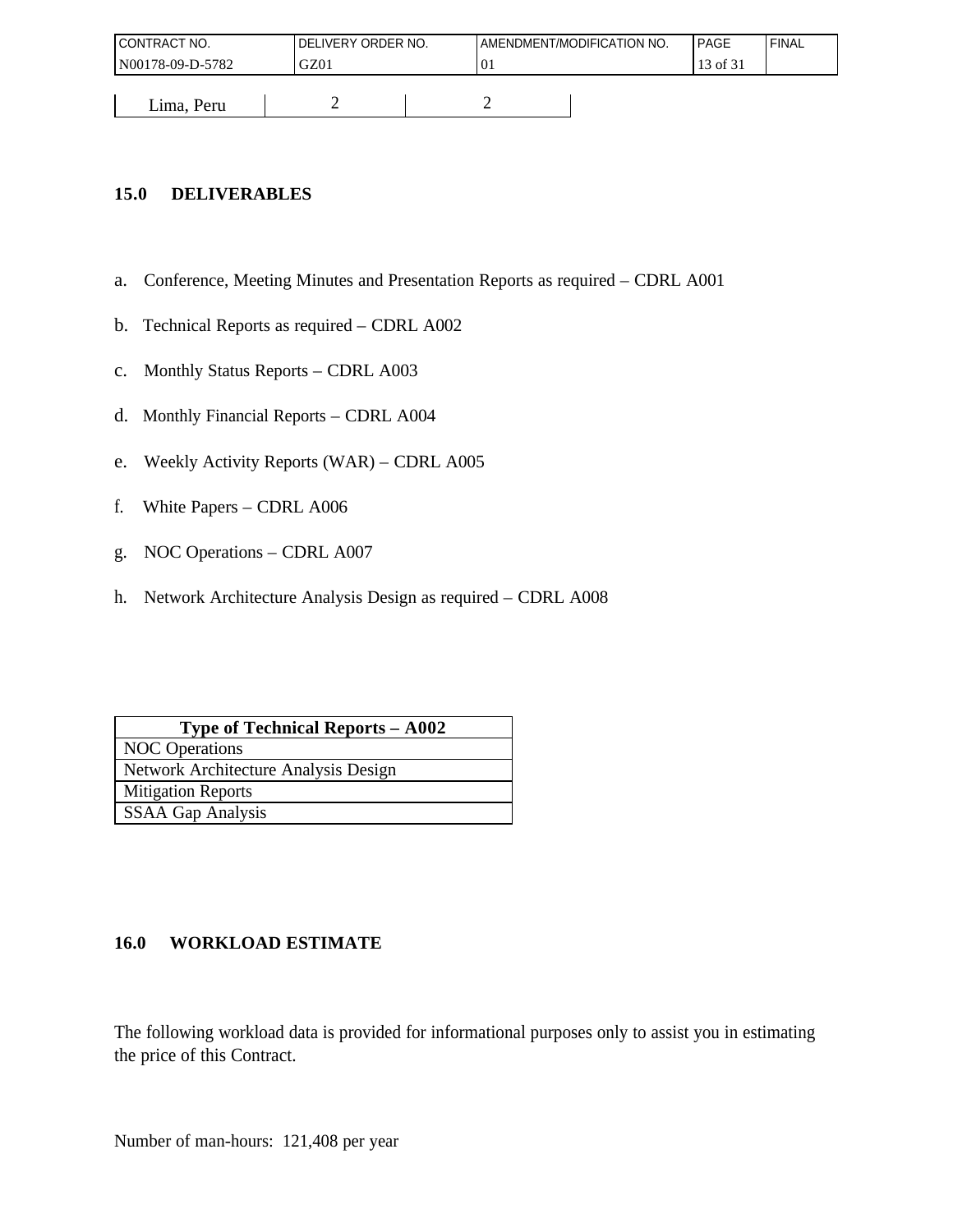| Lima, Peru | 2 | 2 |
|---|---|---|

## 15.0 DELIVERABLES

a. Conference, Meeting Minutes and Presentation Reports as required – CDRL A001

b. Technical Reports as required – CDRL A002

c. Monthly Status Reports – CDRL A003

d. Monthly Financial Reports – CDRL A004

e. Weekly Activity Reports (WAR) – CDRL A005

f. White Papers – CDRL A006

g. NOC Operations – CDRL A007

h. Network Architecture Analysis Design as required – CDRL A008

| Type of Technical Reports – A002 |
|---|
| NOC Operations |
| Network Architecture Analysis Design |
| Mitigation Reports |
| SSAA Gap Analysis |

## 16.0 WORKLOAD ESTIMATE

The following workload data is provided for informational purposes only to assist you in estimating the price of this Contract.

Number of man-hours: 121,408 per year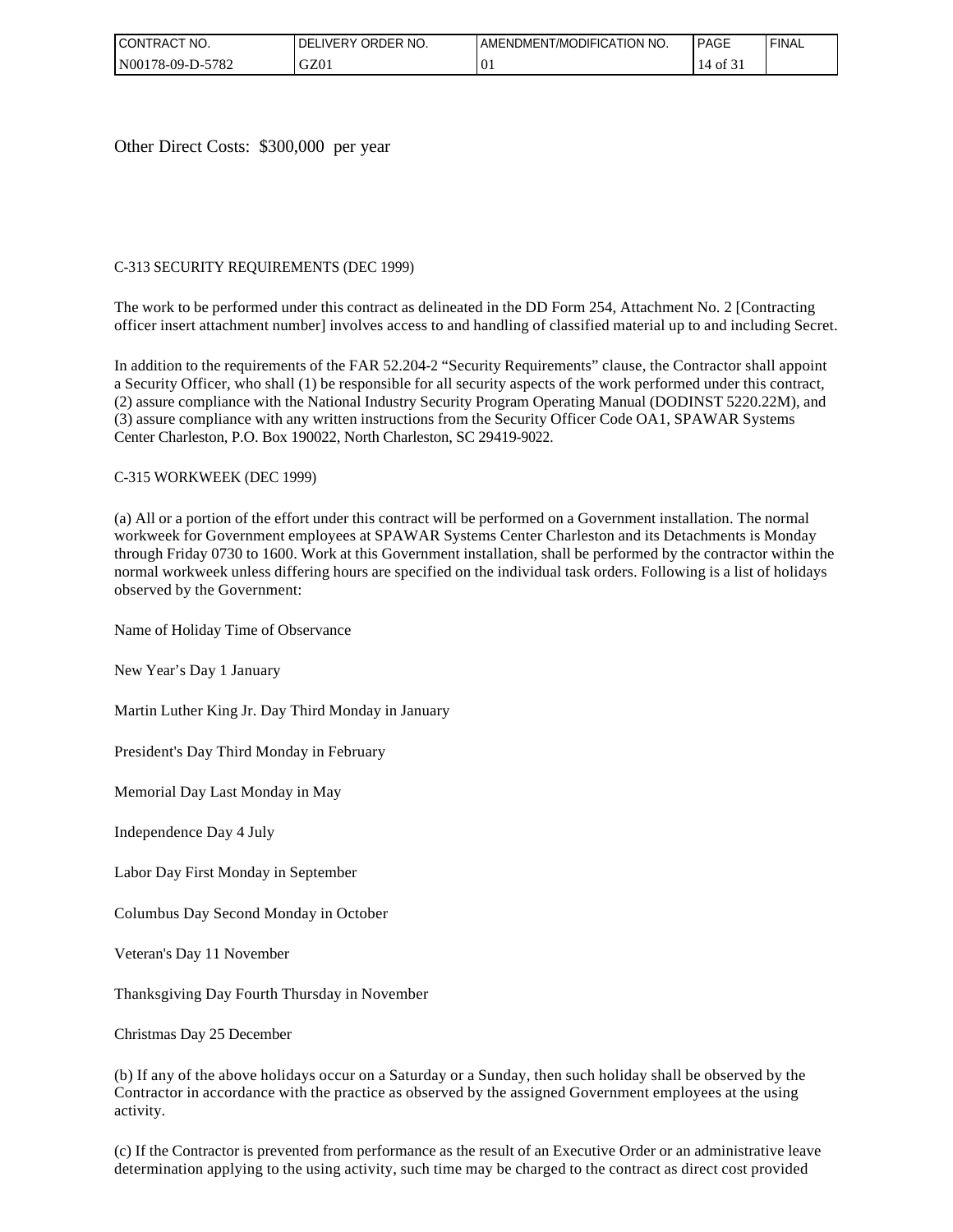Other Direct Costs: $300,000 per year

C-313 SECURITY REQUIREMENTS (DEC 1999)

The work to be performed under this contract as delineated in the DD Form 254, Attachment No. 2 [Contracting officer insert attachment number] involves access to and handling of classified material up to and including Secret.

In addition to the requirements of the FAR 52.204-2 "Security Requirements" clause, the Contractor shall appoint a Security Officer, who shall (1) be responsible for all security aspects of the work performed under this contract, (2) assure compliance with the National Industry Security Program Operating Manual (DODINST 5220.22M), and (3) assure compliance with any written instructions from the Security Officer Code OA1, SPAWAR Systems Center Charleston, P.O. Box 190022, North Charleston, SC 29419-9022.

C-315 WORKWEEK (DEC 1999)

(a) All or a portion of the effort under this contract will be performed on a Government installation. The normal workweek for Government employees at SPAWAR Systems Center Charleston and its Detachments is Monday through Friday 0730 to 1600. Work at this Government installation, shall be performed by the contractor within the normal workweek unless differing hours are specified on the individual task orders. Following is a list of holidays observed by the Government:

Name of Holiday Time of Observance

New Year's Day 1 January

Martin Luther King Jr. Day Third Monday in January

President's Day Third Monday in February

Memorial Day Last Monday in May

Independence Day 4 July

Labor Day First Monday in September

Columbus Day Second Monday in October

Veteran's Day 11 November

Thanksgiving Day Fourth Thursday in November

Christmas Day 25 December

(b) If any of the above holidays occur on a Saturday or a Sunday, then such holiday shall be observed by the Contractor in accordance with the practice as observed by the assigned Government employees at the using activity.

(c) If the Contractor is prevented from performance as the result of an Executive Order or an administrative leave determination applying to the using activity, such time may be charged to the contract as direct cost provided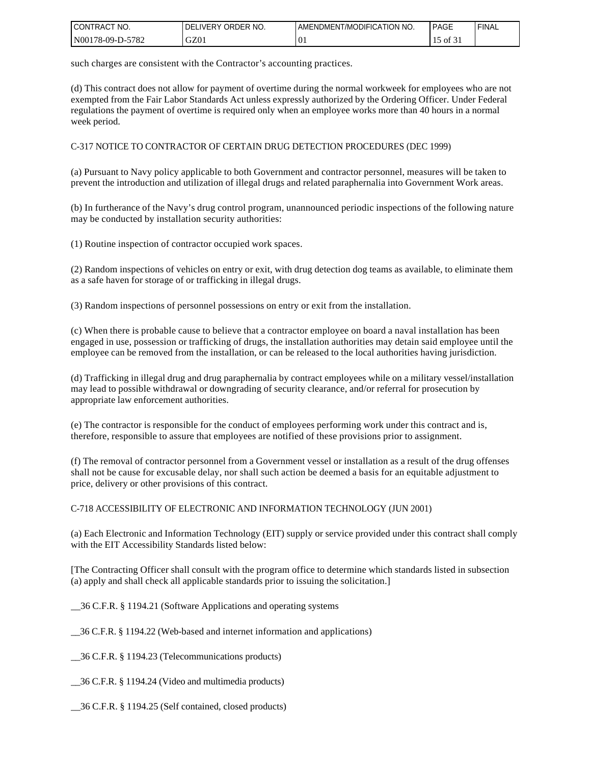such charges are consistent with the Contractor's accounting practices.

(d) This contract does not allow for payment of overtime during the normal workweek for employees who are not exempted from the Fair Labor Standards Act unless expressly authorized by the Ordering Officer. Under Federal regulations the payment of overtime is required only when an employee works more than 40 hours in a normal week period.

C-317 NOTICE TO CONTRACTOR OF CERTAIN DRUG DETECTION PROCEDURES (DEC 1999)

(a) Pursuant to Navy policy applicable to both Government and contractor personnel, measures will be taken to prevent the introduction and utilization of illegal drugs and related paraphernalia into Government Work areas.

(b) In furtherance of the Navy's drug control program, unannounced periodic inspections of the following nature may be conducted by installation security authorities:

(1) Routine inspection of contractor occupied work spaces.

(2) Random inspections of vehicles on entry or exit, with drug detection dog teams as available, to eliminate them as a safe haven for storage of or trafficking in illegal drugs.

(3) Random inspections of personnel possessions on entry or exit from the installation.

(c) When there is probable cause to believe that a contractor employee on board a naval installation has been engaged in use, possession or trafficking of drugs, the installation authorities may detain said employee until the employee can be removed from the installation, or can be released to the local authorities having jurisdiction.

(d) Trafficking in illegal drug and drug paraphernalia by contract employees while on a military vessel/installation may lead to possible withdrawal or downgrading of security clearance, and/or referral for prosecution by appropriate law enforcement authorities.

(e) The contractor is responsible for the conduct of employees performing work under this contract and is, therefore, responsible to assure that employees are notified of these provisions prior to assignment.

(f) The removal of contractor personnel from a Government vessel or installation as a result of the drug offenses shall not be cause for excusable delay, nor shall such action be deemed a basis for an equitable adjustment to price, delivery or other provisions of this contract.

C-718 ACCESSIBILITY OF ELECTRONIC AND INFORMATION TECHNOLOGY (JUN 2001)

(a) Each Electronic and Information Technology (EIT) supply or service provided under this contract shall comply with the EIT Accessibility Standards listed below:

[The Contracting Officer shall consult with the program office to determine which standards listed in subsection (a) apply and shall check all applicable standards prior to issuing the solicitation.]

__36 C.F.R. § 1194.21 (Software Applications and operating systems

__36 C.F.R. § 1194.22 (Web-based and internet information and applications)

__36 C.F.R. § 1194.23 (Telecommunications products)

__36 C.F.R. § 1194.24 (Video and multimedia products)

__36 C.F.R. § 1194.25 (Self contained, closed products)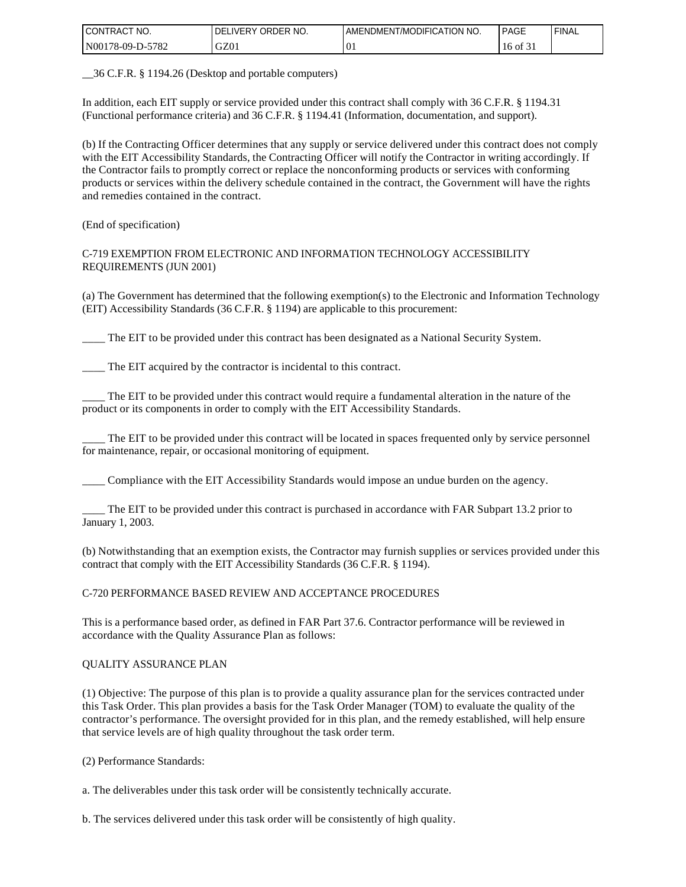__36 C.F.R. § 1194.26 (Desktop and portable computers)

In addition, each EIT supply or service provided under this contract shall comply with 36 C.F.R. § 1194.31 (Functional performance criteria) and 36 C.F.R. § 1194.41 (Information, documentation, and support).

(b) If the Contracting Officer determines that any supply or service delivered under this contract does not comply with the EIT Accessibility Standards, the Contracting Officer will notify the Contractor in writing accordingly. If the Contractor fails to promptly correct or replace the nonconforming products or services with conforming products or services within the delivery schedule contained in the contract, the Government will have the rights and remedies contained in the contract.

(End of specification)

C-719 EXEMPTION FROM ELECTRONIC AND INFORMATION TECHNOLOGY ACCESSIBILITY REQUIREMENTS (JUN 2001)

(a) The Government has determined that the following exemption(s) to the Electronic and Information Technology (EIT) Accessibility Standards (36 C.F.R. § 1194) are applicable to this procurement:

____ The EIT to be provided under this contract has been designated as a National Security System.

____ The EIT acquired by the contractor is incidental to this contract.

____ The EIT to be provided under this contract would require a fundamental alteration in the nature of the product or its components in order to comply with the EIT Accessibility Standards.

____ The EIT to be provided under this contract will be located in spaces frequented only by service personnel for maintenance, repair, or occasional monitoring of equipment.

____ Compliance with the EIT Accessibility Standards would impose an undue burden on the agency.

____ The EIT to be provided under this contract is purchased in accordance with FAR Subpart 13.2 prior to January 1, 2003.

(b) Notwithstanding that an exemption exists, the Contractor may furnish supplies or services provided under this contract that comply with the EIT Accessibility Standards (36 C.F.R. § 1194).

C-720 PERFORMANCE BASED REVIEW AND ACCEPTANCE PROCEDURES

This is a performance based order, as defined in FAR Part 37.6. Contractor performance will be reviewed in accordance with the Quality Assurance Plan as follows:

QUALITY ASSURANCE PLAN

(1) Objective: The purpose of this plan is to provide a quality assurance plan for the services contracted under this Task Order. This plan provides a basis for the Task Order Manager (TOM) to evaluate the quality of the contractor's performance. The oversight provided for in this plan, and the remedy established, will help ensure that service levels are of high quality throughout the task order term.

(2) Performance Standards:

a. The deliverables under this task order will be consistently technically accurate.

b. The services delivered under this task order will be consistently of high quality.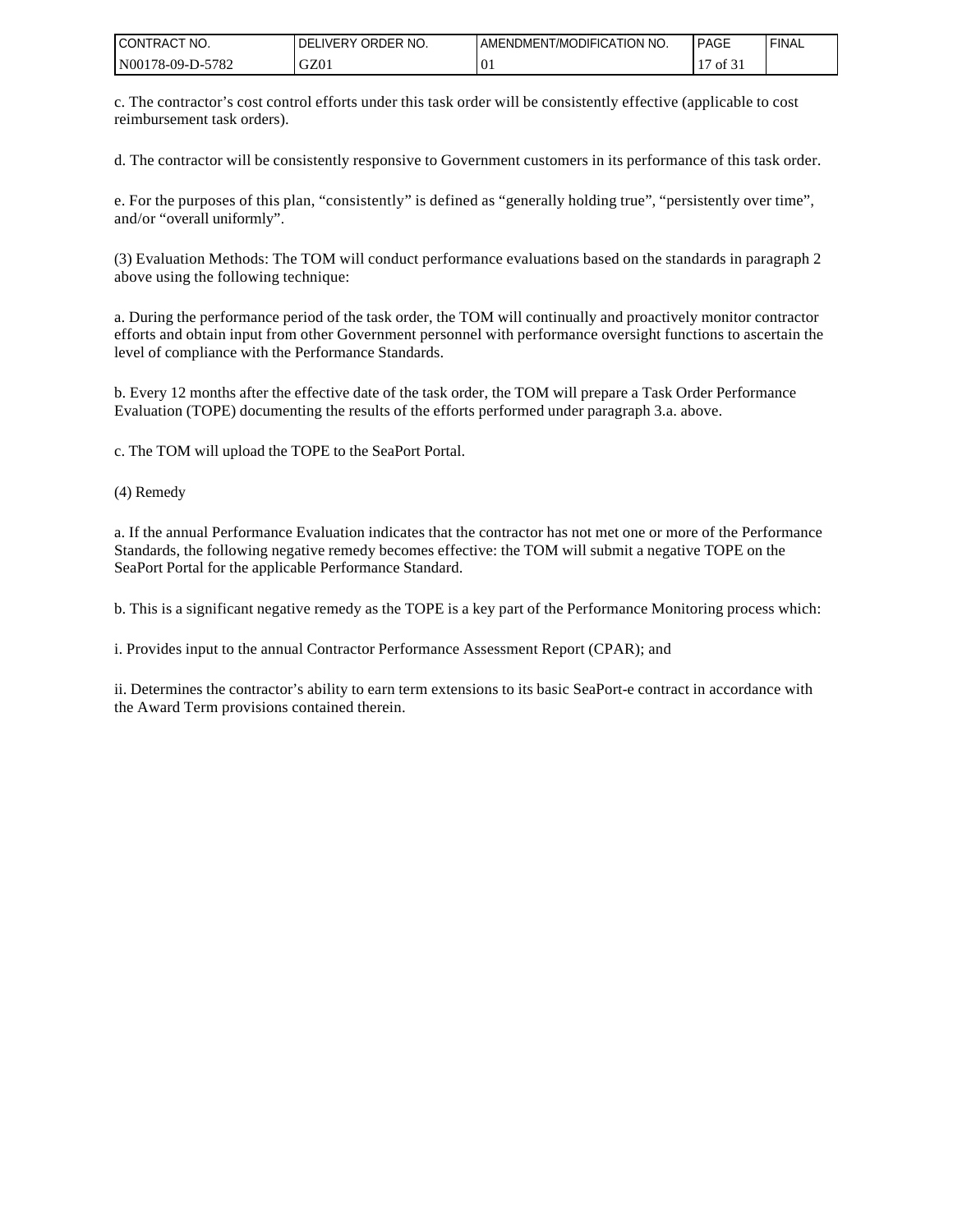c. The contractor's cost control efforts under this task order will be consistently effective (applicable to cost reimbursement task orders).

d. The contractor will be consistently responsive to Government customers in its performance of this task order.

e. For the purposes of this plan, "consistently" is defined as "generally holding true", "persistently over time", and/or "overall uniformly".

(3) Evaluation Methods: The TOM will conduct performance evaluations based on the standards in paragraph 2 above using the following technique:

a. During the performance period of the task order, the TOM will continually and proactively monitor contractor efforts and obtain input from other Government personnel with performance oversight functions to ascertain the level of compliance with the Performance Standards.

b. Every 12 months after the effective date of the task order, the TOM will prepare a Task Order Performance Evaluation (TOPE) documenting the results of the efforts performed under paragraph 3.a. above.

c. The TOM will upload the TOPE to the SeaPort Portal.

(4) Remedy

a. If the annual Performance Evaluation indicates that the contractor has not met one or more of the Performance Standards, the following negative remedy becomes effective: the TOM will submit a negative TOPE on the SeaPort Portal for the applicable Performance Standard.

b. This is a significant negative remedy as the TOPE is a key part of the Performance Monitoring process which:

i. Provides input to the annual Contractor Performance Assessment Report (CPAR); and

ii. Determines the contractor's ability to earn term extensions to its basic SeaPort-e contract in accordance with the Award Term provisions contained therein.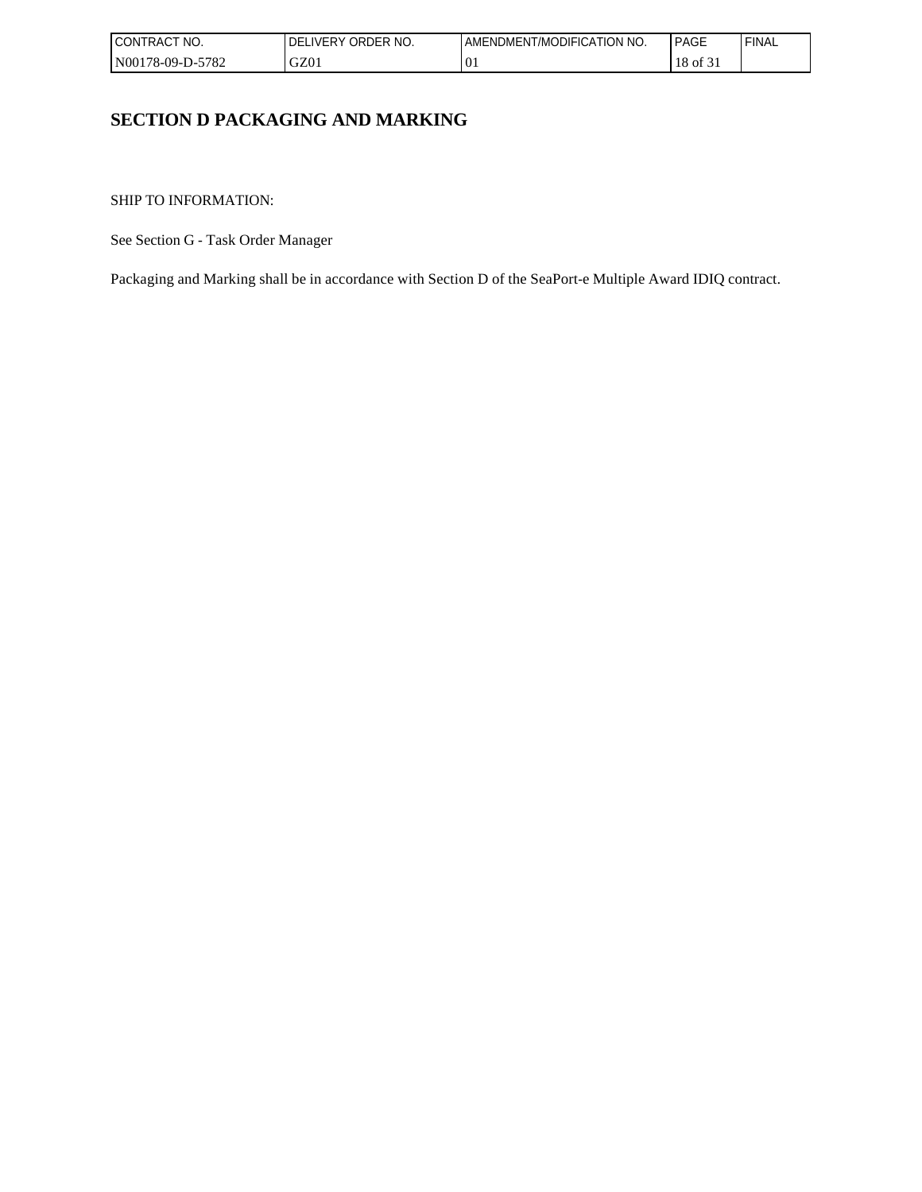# SECTION D PACKAGING AND MARKING

SHIP TO INFORMATION:

See Section G - Task Order Manager

Packaging and Marking shall be in accordance with Section D of the SeaPort-e Multiple Award IDIQ contract.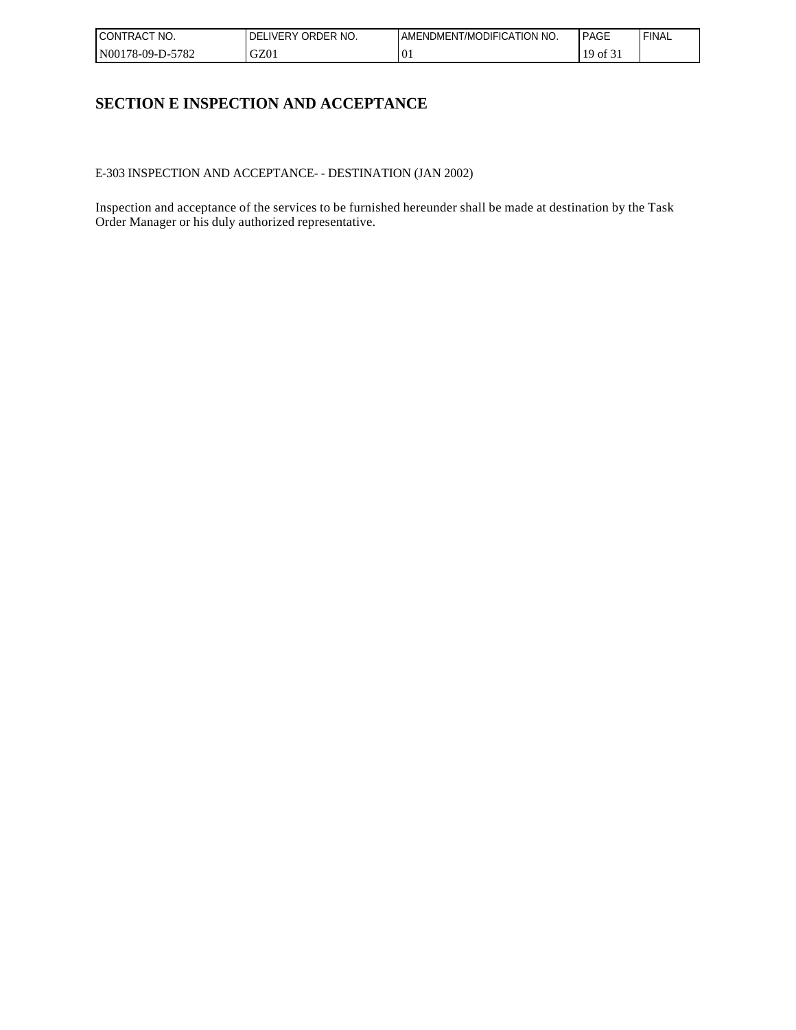# SECTION E INSPECTION AND ACCEPTANCE

E-303 INSPECTION AND ACCEPTANCE- - DESTINATION (JAN 2002)

Inspection and acceptance of the services to be furnished hereunder shall be made at destination by the Task Order Manager or his duly authorized representative.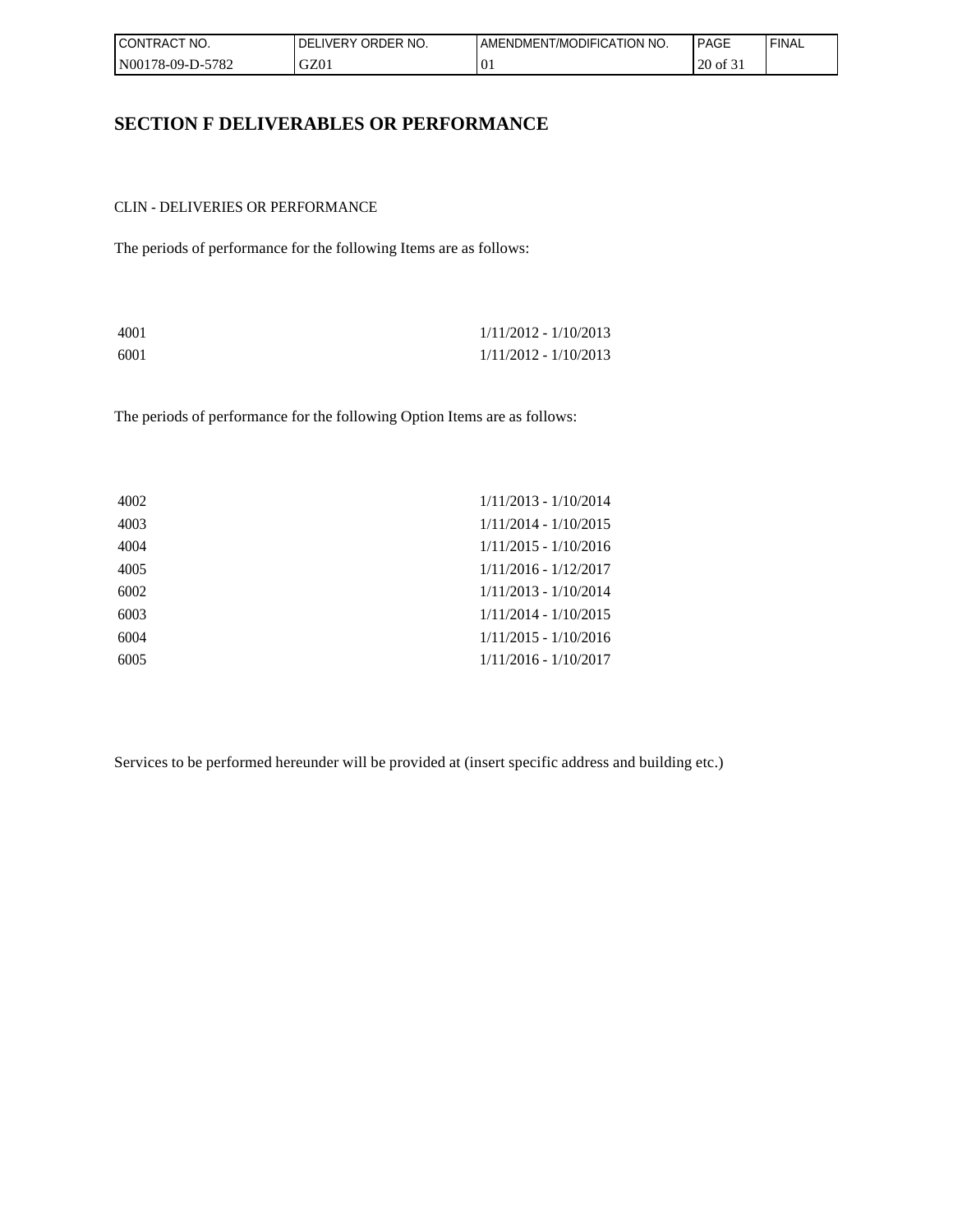## SECTION F DELIVERABLES OR PERFORMANCE

CLIN - DELIVERIES OR PERFORMANCE

The periods of performance for the following Items are as follows:

| | |
|---|---|
| 4001 | 1/11/2012 - 1/10/2013 |
| 6001 | 1/11/2012 - 1/10/2013 |

The periods of performance for the following Option Items are as follows:

| | |
|---|---|
| 4002 | 1/11/2013 - 1/10/2014 |
| 4003 | 1/11/2014 - 1/10/2015 |
| 4004 | 1/11/2015 - 1/10/2016 |
| 4005 | 1/11/2016 - 1/12/2017 |
| 6002 | 1/11/2013 - 1/10/2014 |
| 6003 | 1/11/2014 - 1/10/2015 |
| 6004 | 1/11/2015 - 1/10/2016 |
| 6005 | 1/11/2016 - 1/10/2017 |

Services to be performed hereunder will be provided at (insert specific address and building etc.)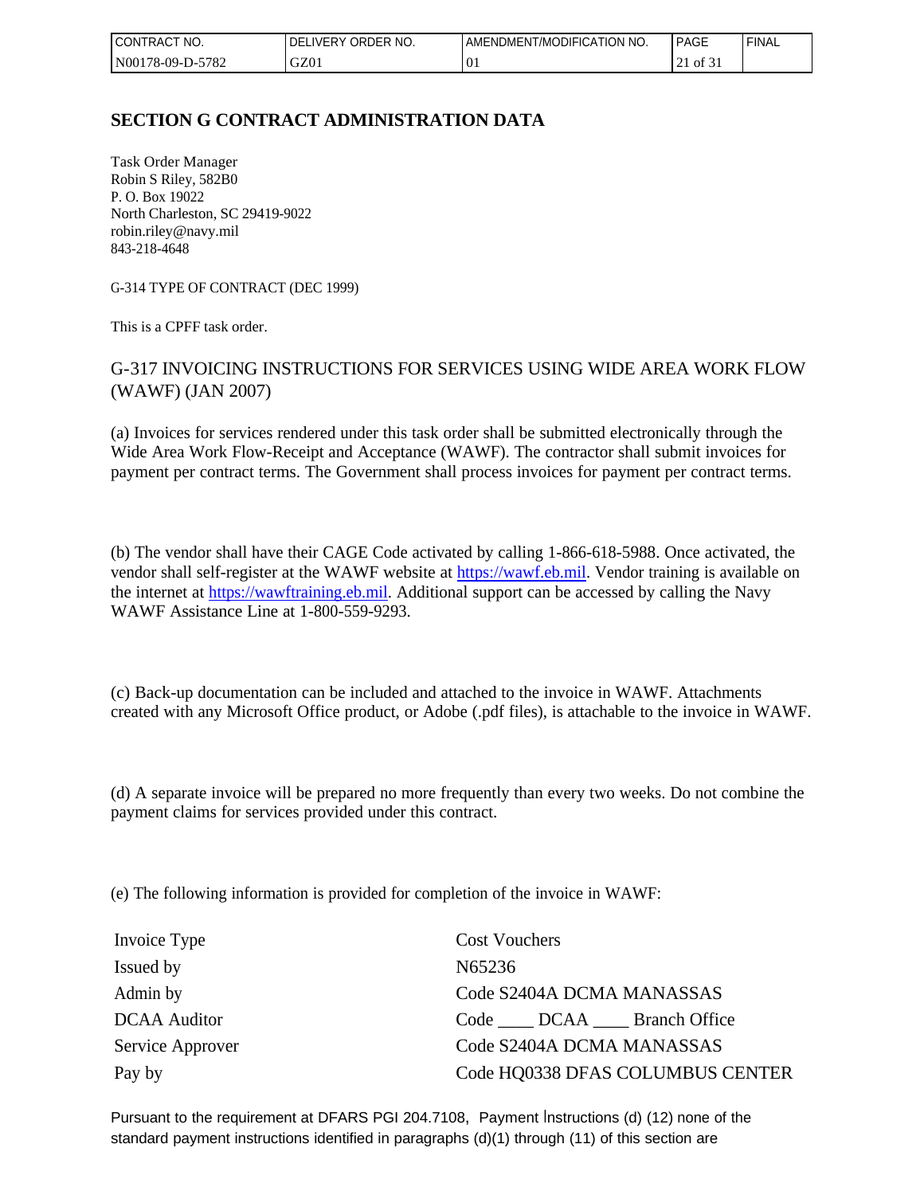## SECTION G CONTRACT ADMINISTRATION DATA

Task Order Manager
Robin S Riley, 582B0
P. O. Box 19022
North Charleston, SC 29419-9022
robin.riley@navy.mil
843-218-4648

G-314 TYPE OF CONTRACT (DEC 1999)

This is a CPFF task order.

### G-317 INVOICING INSTRUCTIONS FOR SERVICES USING WIDE AREA WORK FLOW (WAWF) (JAN 2007)

(a) Invoices for services rendered under this task order shall be submitted electronically through the Wide Area Work Flow-Receipt and Acceptance (WAWF). The contractor shall submit invoices for payment per contract terms. The Government shall process invoices for payment per contract terms.

(b) The vendor shall have their CAGE Code activated by calling 1-866-618-5988. Once activated, the vendor shall self-register at the WAWF website at https://wawf.eb.mil. Vendor training is available on the internet at https://wawftraining.eb.mil. Additional support can be accessed by calling the Navy WAWF Assistance Line at 1-800-559-9293.

(c) Back-up documentation can be included and attached to the invoice in WAWF. Attachments created with any Microsoft Office product, or Adobe (.pdf files), is attachable to the invoice in WAWF.

(d) A separate invoice will be prepared no more frequently than every two weeks. Do not combine the payment claims for services provided under this contract.

(e) The following information is provided for completion of the invoice in WAWF:

| | |
|---|---|
| Invoice Type | Cost Vouchers |
| Issued by | N65236 |
| Admin by | Code S2404A DCMA MANASSAS |
| DCAA Auditor | Code ____ DCAA ____ Branch Office |
| Service Approver | Code S2404A DCMA MANASSAS |
| Pay by | Code HQ0338 DFAS COLUMBUS CENTER |

Pursuant to the requirement at DFARS PGI 204.7108, Payment Instructions (d) (12) none of the standard payment instructions identified in paragraphs (d)(1) through (11) of this section are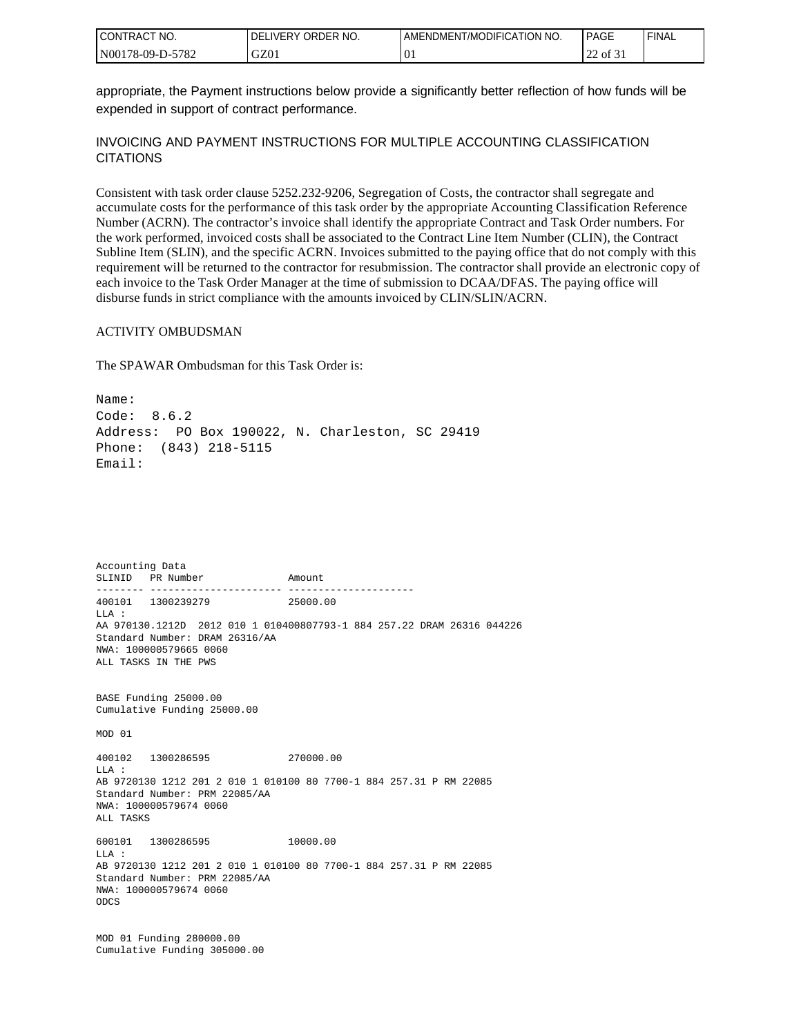appropriate, the Payment instructions below provide a significantly better reflection of how funds will be expended in support of contract performance.

INVOICING AND PAYMENT INSTRUCTIONS FOR MULTIPLE ACCOUNTING CLASSIFICATION CITATIONS

Consistent with task order clause 5252.232-9206, Segregation of Costs, the contractor shall segregate and accumulate costs for the performance of this task order by the appropriate Accounting Classification Reference Number (ACRN). The contractor's invoice shall identify the appropriate Contract and Task Order numbers. For the work performed, invoiced costs shall be associated to the Contract Line Item Number (CLIN), the Contract Subline Item (SLIN), and the specific ACRN. Invoices submitted to the paying office that do not comply with this requirement will be returned to the contractor for resubmission. The contractor shall provide an electronic copy of each invoice to the Task Order Manager at the time of submission to DCAA/DFAS. The paying office will disburse funds in strict compliance with the amounts invoiced by CLIN/SLIN/ACRN.

ACTIVITY OMBUDSMAN

The SPAWAR Ombudsman for this Task Order is:

```
Name:
Code:  8.6.2
Address:  PO Box 190022, N. Charleston, SC 29419
Phone:  (843) 218-5115
Email:
```

```
Accounting Data
SLINID   PR Number              Amount
-------- ---------------------- ---------------------
400101   1300239279             25000.00
LLA :
AA 970130.1212D  2012 010 1 010400807793-1 884 257.22 DRAM 26316 044226
Standard Number: DRAM 26316/AA
NWA: 100000579665 0060
ALL TASKS IN THE PWS


BASE Funding 25000.00
Cumulative Funding 25000.00

MOD 01

400102   1300286595             270000.00
LLA :
AB 9720130 1212 201 2 010 1 010100 80 7700-1 884 257.31 P RM 22085
Standard Number: PRM 22085/AA
NWA: 100000579674 0060
ALL TASKS

600101   1300286595             10000.00
LLA :
AB 9720130 1212 201 2 010 1 010100 80 7700-1 884 257.31 P RM 22085
Standard Number: PRM 22085/AA
NWA: 100000579674 0060
ODCS


MOD 01 Funding 280000.00
Cumulative Funding 305000.00
```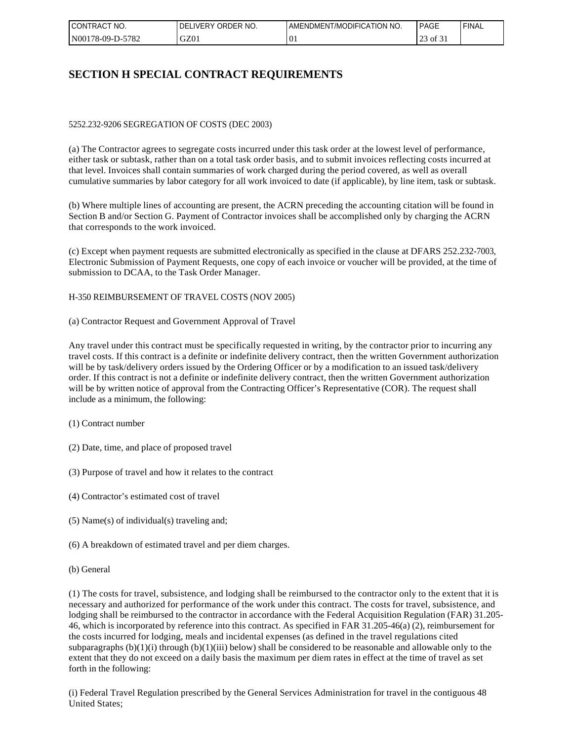## SECTION H SPECIAL CONTRACT REQUIREMENTS

5252.232-9206 SEGREGATION OF COSTS (DEC 2003)

(a) The Contractor agrees to segregate costs incurred under this task order at the lowest level of performance, either task or subtask, rather than on a total task order basis, and to submit invoices reflecting costs incurred at that level. Invoices shall contain summaries of work charged during the period covered, as well as overall cumulative summaries by labor category for all work invoiced to date (if applicable), by line item, task or subtask.

(b) Where multiple lines of accounting are present, the ACRN preceding the accounting citation will be found in Section B and/or Section G. Payment of Contractor invoices shall be accomplished only by charging the ACRN that corresponds to the work invoiced.

(c) Except when payment requests are submitted electronically as specified in the clause at DFARS 252.232-7003, Electronic Submission of Payment Requests, one copy of each invoice or voucher will be provided, at the time of submission to DCAA, to the Task Order Manager.

H-350 REIMBURSEMENT OF TRAVEL COSTS (NOV 2005)

(a) Contractor Request and Government Approval of Travel

Any travel under this contract must be specifically requested in writing, by the contractor prior to incurring any travel costs. If this contract is a definite or indefinite delivery contract, then the written Government authorization will be by task/delivery orders issued by the Ordering Officer or by a modification to an issued task/delivery order. If this contract is not a definite or indefinite delivery contract, then the written Government authorization will be by written notice of approval from the Contracting Officer's Representative (COR). The request shall include as a minimum, the following:

(1) Contract number

(2) Date, time, and place of proposed travel

(3) Purpose of travel and how it relates to the contract

(4) Contractor's estimated cost of travel

(5) Name(s) of individual(s) traveling and;

(6) A breakdown of estimated travel and per diem charges.

(b) General

(1) The costs for travel, subsistence, and lodging shall be reimbursed to the contractor only to the extent that it is necessary and authorized for performance of the work under this contract. The costs for travel, subsistence, and lodging shall be reimbursed to the contractor in accordance with the Federal Acquisition Regulation (FAR) 31.205-46, which is incorporated by reference into this contract. As specified in FAR 31.205-46(a) (2), reimbursement for the costs incurred for lodging, meals and incidental expenses (as defined in the travel regulations cited subparagraphs (b)(1)(i) through (b)(1)(iii) below) shall be considered to be reasonable and allowable only to the extent that they do not exceed on a daily basis the maximum per diem rates in effect at the time of travel as set forth in the following:

(i) Federal Travel Regulation prescribed by the General Services Administration for travel in the contiguous 48 United States;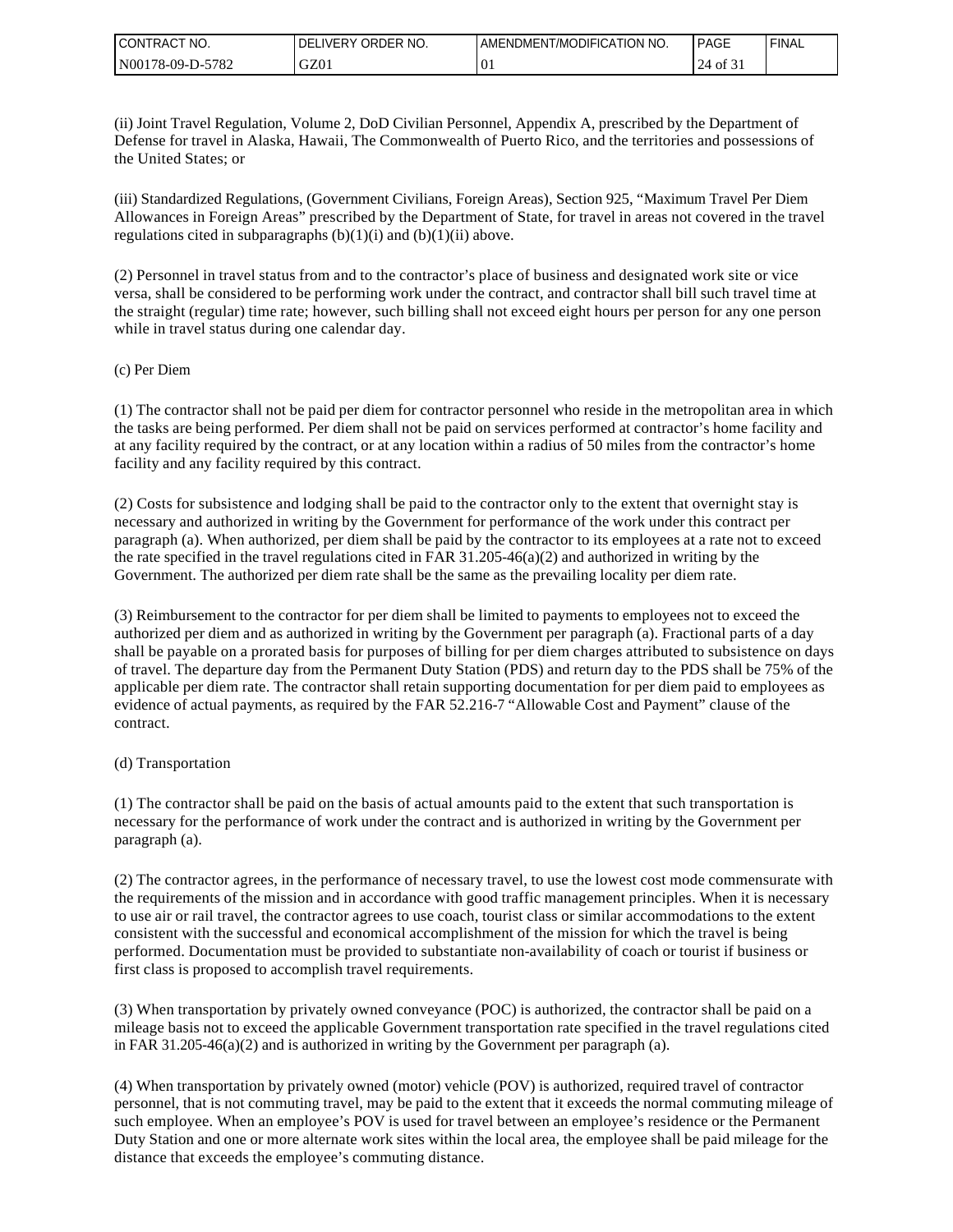(ii) Joint Travel Regulation, Volume 2, DoD Civilian Personnel, Appendix A, prescribed by the Department of Defense for travel in Alaska, Hawaii, The Commonwealth of Puerto Rico, and the territories and possessions of the United States; or

(iii) Standardized Regulations, (Government Civilians, Foreign Areas), Section 925, “Maximum Travel Per Diem Allowances in Foreign Areas” prescribed by the Department of State, for travel in areas not covered in the travel regulations cited in subparagraphs (b)(1)(i) and (b)(1)(ii) above.

(2) Personnel in travel status from and to the contractor’s place of business and designated work site or vice versa, shall be considered to be performing work under the contract, and contractor shall bill such travel time at the straight (regular) time rate; however, such billing shall not exceed eight hours per person for any one person while in travel status during one calendar day.

(c) Per Diem

(1) The contractor shall not be paid per diem for contractor personnel who reside in the metropolitan area in which the tasks are being performed. Per diem shall not be paid on services performed at contractor’s home facility and at any facility required by the contract, or at any location within a radius of 50 miles from the contractor’s home facility and any facility required by this contract.

(2) Costs for subsistence and lodging shall be paid to the contractor only to the extent that overnight stay is necessary and authorized in writing by the Government for performance of the work under this contract per paragraph (a). When authorized, per diem shall be paid by the contractor to its employees at a rate not to exceed the rate specified in the travel regulations cited in FAR 31.205-46(a)(2) and authorized in writing by the Government. The authorized per diem rate shall be the same as the prevailing locality per diem rate.

(3) Reimbursement to the contractor for per diem shall be limited to payments to employees not to exceed the authorized per diem and as authorized in writing by the Government per paragraph (a). Fractional parts of a day shall be payable on a prorated basis for purposes of billing for per diem charges attributed to subsistence on days of travel. The departure day from the Permanent Duty Station (PDS) and return day to the PDS shall be 75% of the applicable per diem rate. The contractor shall retain supporting documentation for per diem paid to employees as evidence of actual payments, as required by the FAR 52.216-7 “Allowable Cost and Payment” clause of the contract.

(d) Transportation

(1) The contractor shall be paid on the basis of actual amounts paid to the extent that such transportation is necessary for the performance of work under the contract and is authorized in writing by the Government per paragraph (a).

(2) The contractor agrees, in the performance of necessary travel, to use the lowest cost mode commensurate with the requirements of the mission and in accordance with good traffic management principles. When it is necessary to use air or rail travel, the contractor agrees to use coach, tourist class or similar accommodations to the extent consistent with the successful and economical accomplishment of the mission for which the travel is being performed. Documentation must be provided to substantiate non-availability of coach or tourist if business or first class is proposed to accomplish travel requirements.

(3) When transportation by privately owned conveyance (POC) is authorized, the contractor shall be paid on a mileage basis not to exceed the applicable Government transportation rate specified in the travel regulations cited in FAR 31.205-46(a)(2) and is authorized in writing by the Government per paragraph (a).

(4) When transportation by privately owned (motor) vehicle (POV) is authorized, required travel of contractor personnel, that is not commuting travel, may be paid to the extent that it exceeds the normal commuting mileage of such employee. When an employee’s POV is used for travel between an employee’s residence or the Permanent Duty Station and one or more alternate work sites within the local area, the employee shall be paid mileage for the distance that exceeds the employee’s commuting distance.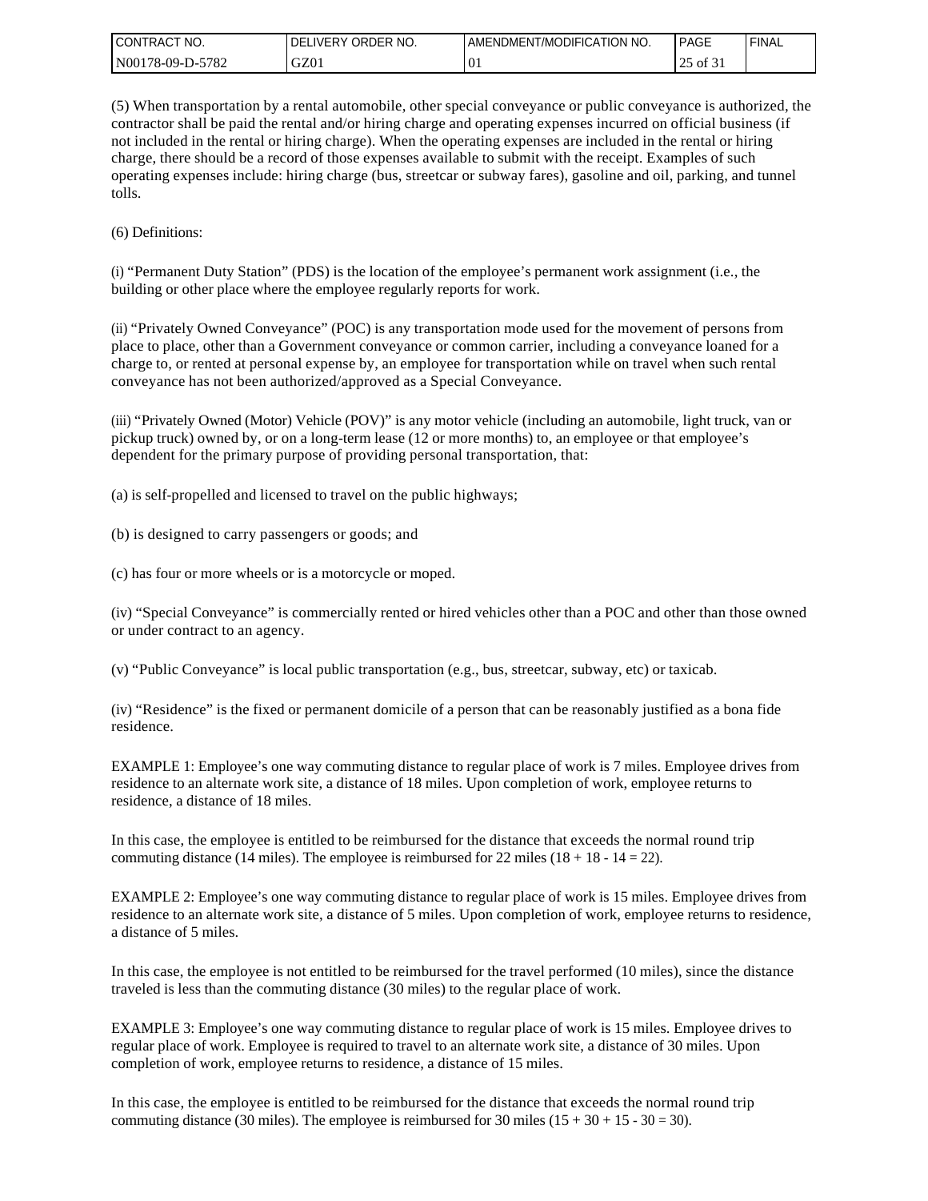(5) When transportation by a rental automobile, other special conveyance or public conveyance is authorized, the contractor shall be paid the rental and/or hiring charge and operating expenses incurred on official business (if not included in the rental or hiring charge). When the operating expenses are included in the rental or hiring charge, there should be a record of those expenses available to submit with the receipt. Examples of such operating expenses include: hiring charge (bus, streetcar or subway fares), gasoline and oil, parking, and tunnel tolls.

(6) Definitions:

(i) "Permanent Duty Station" (PDS) is the location of the employee's permanent work assignment (i.e., the building or other place where the employee regularly reports for work.

(ii) "Privately Owned Conveyance" (POC) is any transportation mode used for the movement of persons from place to place, other than a Government conveyance or common carrier, including a conveyance loaned for a charge to, or rented at personal expense by, an employee for transportation while on travel when such rental conveyance has not been authorized/approved as a Special Conveyance.

(iii) "Privately Owned (Motor) Vehicle (POV)" is any motor vehicle (including an automobile, light truck, van or pickup truck) owned by, or on a long-term lease (12 or more months) to, an employee or that employee's dependent for the primary purpose of providing personal transportation, that:

(a) is self-propelled and licensed to travel on the public highways;

(b) is designed to carry passengers or goods; and

(c) has four or more wheels or is a motorcycle or moped.

(iv) "Special Conveyance" is commercially rented or hired vehicles other than a POC and other than those owned or under contract to an agency.

(v) "Public Conveyance" is local public transportation (e.g., bus, streetcar, subway, etc) or taxicab.

(iv) "Residence" is the fixed or permanent domicile of a person that can be reasonably justified as a bona fide residence.

EXAMPLE 1: Employee's one way commuting distance to regular place of work is 7 miles. Employee drives from residence to an alternate work site, a distance of 18 miles. Upon completion of work, employee returns to residence, a distance of 18 miles.

In this case, the employee is entitled to be reimbursed for the distance that exceeds the normal round trip commuting distance (14 miles). The employee is reimbursed for 22 miles (18 + 18 - 14 = 22).

EXAMPLE 2: Employee's one way commuting distance to regular place of work is 15 miles. Employee drives from residence to an alternate work site, a distance of 5 miles. Upon completion of work, employee returns to residence, a distance of 5 miles.

In this case, the employee is not entitled to be reimbursed for the travel performed (10 miles), since the distance traveled is less than the commuting distance (30 miles) to the regular place of work.

EXAMPLE 3: Employee's one way commuting distance to regular place of work is 15 miles. Employee drives to regular place of work. Employee is required to travel to an alternate work site, a distance of 30 miles. Upon completion of work, employee returns to residence, a distance of 15 miles.

In this case, the employee is entitled to be reimbursed for the distance that exceeds the normal round trip commuting distance (30 miles). The employee is reimbursed for 30 miles (15 + 30 + 15 - 30 = 30).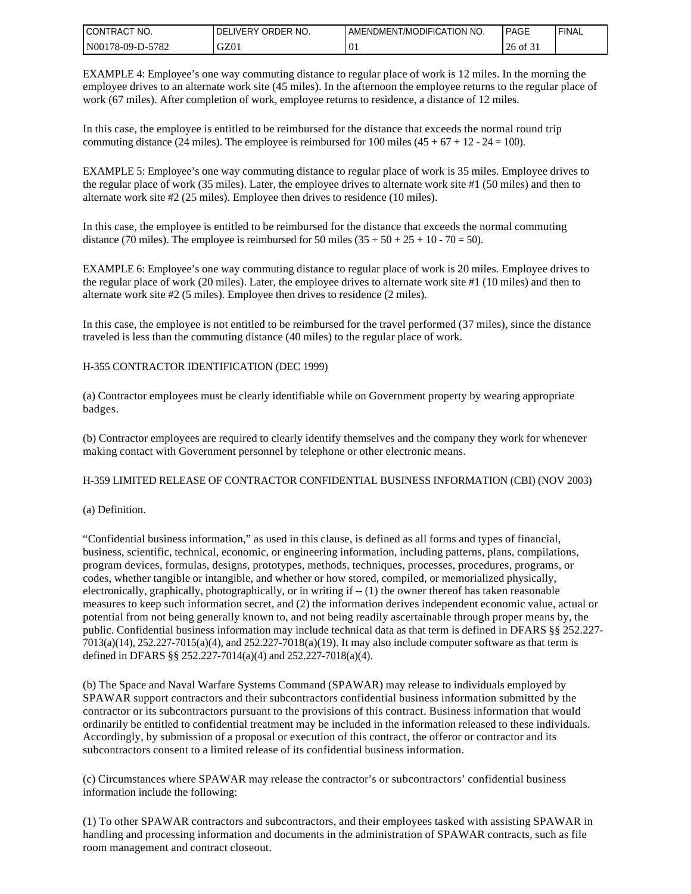EXAMPLE 4: Employee's one way commuting distance to regular place of work is 12 miles. In the morning the employee drives to an alternate work site (45 miles). In the afternoon the employee returns to the regular place of work (67 miles). After completion of work, employee returns to residence, a distance of 12 miles.

In this case, the employee is entitled to be reimbursed for the distance that exceeds the normal round trip commuting distance (24 miles). The employee is reimbursed for 100 miles (45 + 67 + 12 - 24 = 100).

EXAMPLE 5: Employee's one way commuting distance to regular place of work is 35 miles. Employee drives to the regular place of work (35 miles). Later, the employee drives to alternate work site #1 (50 miles) and then to alternate work site #2 (25 miles). Employee then drives to residence (10 miles).

In this case, the employee is entitled to be reimbursed for the distance that exceeds the normal commuting distance (70 miles). The employee is reimbursed for 50 miles (35 + 50 + 25 + 10 - 70 = 50).

EXAMPLE 6: Employee's one way commuting distance to regular place of work is 20 miles. Employee drives to the regular place of work (20 miles). Later, the employee drives to alternate work site #1 (10 miles) and then to alternate work site #2 (5 miles). Employee then drives to residence (2 miles).

In this case, the employee is not entitled to be reimbursed for the travel performed (37 miles), since the distance traveled is less than the commuting distance (40 miles) to the regular place of work.

H-355 CONTRACTOR IDENTIFICATION (DEC 1999)

(a) Contractor employees must be clearly identifiable while on Government property by wearing appropriate badges.

(b) Contractor employees are required to clearly identify themselves and the company they work for whenever making contact with Government personnel by telephone or other electronic means.

H-359 LIMITED RELEASE OF CONTRACTOR CONFIDENTIAL BUSINESS INFORMATION (CBI) (NOV 2003)

(a) Definition.

"Confidential business information," as used in this clause, is defined as all forms and types of financial, business, scientific, technical, economic, or engineering information, including patterns, plans, compilations, program devices, formulas, designs, prototypes, methods, techniques, processes, procedures, programs, or codes, whether tangible or intangible, and whether or how stored, compiled, or memorialized physically, electronically, graphically, photographically, or in writing if -- (1) the owner thereof has taken reasonable measures to keep such information secret, and (2) the information derives independent economic value, actual or potential from not being generally known to, and not being readily ascertainable through proper means by, the public. Confidential business information may include technical data as that term is defined in DFARS §§ 252.227-7013(a)(14), 252.227-7015(a)(4), and 252.227-7018(a)(19). It may also include computer software as that term is defined in DFARS §§ 252.227-7014(a)(4) and 252.227-7018(a)(4).

(b) The Space and Naval Warfare Systems Command (SPAWAR) may release to individuals employed by SPAWAR support contractors and their subcontractors confidential business information submitted by the contractor or its subcontractors pursuant to the provisions of this contract. Business information that would ordinarily be entitled to confidential treatment may be included in the information released to these individuals. Accordingly, by submission of a proposal or execution of this contract, the offeror or contractor and its subcontractors consent to a limited release of its confidential business information.

(c) Circumstances where SPAWAR may release the contractor's or subcontractors' confidential business information include the following:

(1) To other SPAWAR contractors and subcontractors, and their employees tasked with assisting SPAWAR in handling and processing information and documents in the administration of SPAWAR contracts, such as file room management and contract closeout.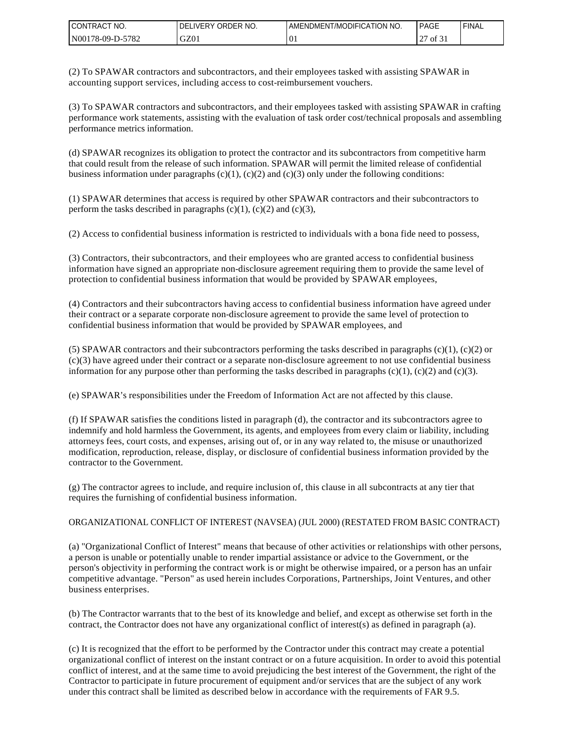(2) To SPAWAR contractors and subcontractors, and their employees tasked with assisting SPAWAR in accounting support services, including access to cost-reimbursement vouchers.

(3) To SPAWAR contractors and subcontractors, and their employees tasked with assisting SPAWAR in crafting performance work statements, assisting with the evaluation of task order cost/technical proposals and assembling performance metrics information.

(d) SPAWAR recognizes its obligation to protect the contractor and its subcontractors from competitive harm that could result from the release of such information. SPAWAR will permit the limited release of confidential business information under paragraphs (c)(1), (c)(2) and (c)(3) only under the following conditions:

(1) SPAWAR determines that access is required by other SPAWAR contractors and their subcontractors to perform the tasks described in paragraphs (c)(1), (c)(2) and (c)(3),

(2) Access to confidential business information is restricted to individuals with a bona fide need to possess,

(3) Contractors, their subcontractors, and their employees who are granted access to confidential business information have signed an appropriate non-disclosure agreement requiring them to provide the same level of protection to confidential business information that would be provided by SPAWAR employees,

(4) Contractors and their subcontractors having access to confidential business information have agreed under their contract or a separate corporate non-disclosure agreement to provide the same level of protection to confidential business information that would be provided by SPAWAR employees, and

(5) SPAWAR contractors and their subcontractors performing the tasks described in paragraphs (c)(1), (c)(2) or (c)(3) have agreed under their contract or a separate non-disclosure agreement to not use confidential business information for any purpose other than performing the tasks described in paragraphs (c)(1), (c)(2) and (c)(3).

(e) SPAWAR's responsibilities under the Freedom of Information Act are not affected by this clause.

(f) If SPAWAR satisfies the conditions listed in paragraph (d), the contractor and its subcontractors agree to indemnify and hold harmless the Government, its agents, and employees from every claim or liability, including attorneys fees, court costs, and expenses, arising out of, or in any way related to, the misuse or unauthorized modification, reproduction, release, display, or disclosure of confidential business information provided by the contractor to the Government.

(g) The contractor agrees to include, and require inclusion of, this clause in all subcontracts at any tier that requires the furnishing of confidential business information.

ORGANIZATIONAL CONFLICT OF INTEREST (NAVSEA) (JUL 2000) (RESTATED FROM BASIC CONTRACT)

(a) "Organizational Conflict of Interest" means that because of other activities or relationships with other persons, a person is unable or potentially unable to render impartial assistance or advice to the Government, or the person's objectivity in performing the contract work is or might be otherwise impaired, or a person has an unfair competitive advantage. "Person" as used herein includes Corporations, Partnerships, Joint Ventures, and other business enterprises.

(b) The Contractor warrants that to the best of its knowledge and belief, and except as otherwise set forth in the contract, the Contractor does not have any organizational conflict of interest(s) as defined in paragraph (a).

(c) It is recognized that the effort to be performed by the Contractor under this contract may create a potential organizational conflict of interest on the instant contract or on a future acquisition. In order to avoid this potential conflict of interest, and at the same time to avoid prejudicing the best interest of the Government, the right of the Contractor to participate in future procurement of equipment and/or services that are the subject of any work under this contract shall be limited as described below in accordance with the requirements of FAR 9.5.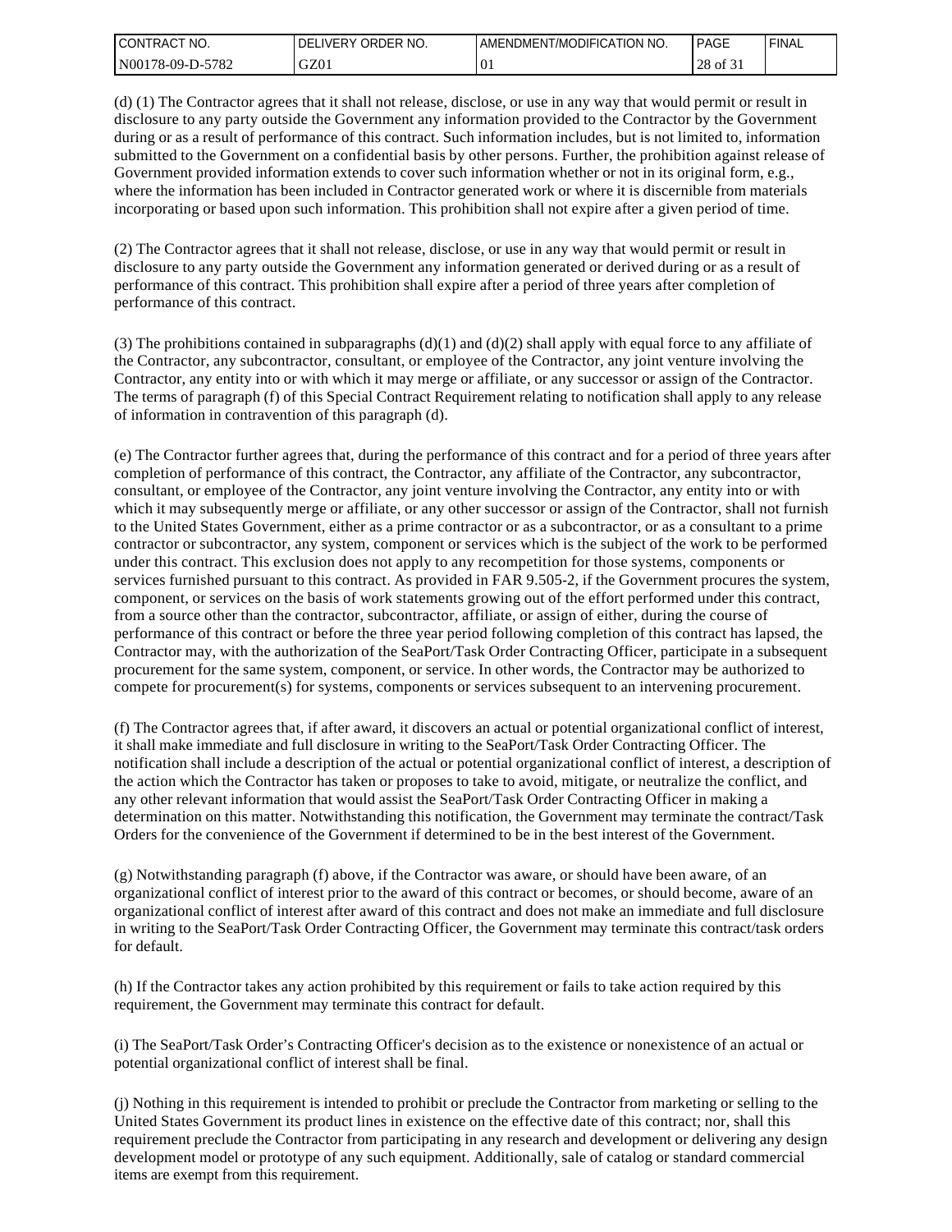(d) (1) The Contractor agrees that it shall not release, disclose, or use in any way that would permit or result in disclosure to any party outside the Government any information provided to the Contractor by the Government during or as a result of performance of this contract. Such information includes, but is not limited to, information submitted to the Government on a confidential basis by other persons. Further, the prohibition against release of Government provided information extends to cover such information whether or not in its original form, e.g., where the information has been included in Contractor generated work or where it is discernible from materials incorporating or based upon such information. This prohibition shall not expire after a given period of time.

(2) The Contractor agrees that it shall not release, disclose, or use in any way that would permit or result in disclosure to any party outside the Government any information generated or derived during or as a result of performance of this contract. This prohibition shall expire after a period of three years after completion of performance of this contract.

(3) The prohibitions contained in subparagraphs (d)(1) and (d)(2) shall apply with equal force to any affiliate of the Contractor, any subcontractor, consultant, or employee of the Contractor, any joint venture involving the Contractor, any entity into or with which it may merge or affiliate, or any successor or assign of the Contractor. The terms of paragraph (f) of this Special Contract Requirement relating to notification shall apply to any release of information in contravention of this paragraph (d).

(e) The Contractor further agrees that, during the performance of this contract and for a period of three years after completion of performance of this contract, the Contractor, any affiliate of the Contractor, any subcontractor, consultant, or employee of the Contractor, any joint venture involving the Contractor, any entity into or with which it may subsequently merge or affiliate, or any other successor or assign of the Contractor, shall not furnish to the United States Government, either as a prime contractor or as a subcontractor, or as a consultant to a prime contractor or subcontractor, any system, component or services which is the subject of the work to be performed under this contract. This exclusion does not apply to any recompetition for those systems, components or services furnished pursuant to this contract. As provided in FAR 9.505-2, if the Government procures the system, component, or services on the basis of work statements growing out of the effort performed under this contract, from a source other than the contractor, subcontractor, affiliate, or assign of either, during the course of performance of this contract or before the three year period following completion of this contract has lapsed, the Contractor may, with the authorization of the SeaPort/Task Order Contracting Officer, participate in a subsequent procurement for the same system, component, or service. In other words, the Contractor may be authorized to compete for procurement(s) for systems, components or services subsequent to an intervening procurement.

(f) The Contractor agrees that, if after award, it discovers an actual or potential organizational conflict of interest, it shall make immediate and full disclosure in writing to the SeaPort/Task Order Contracting Officer. The notification shall include a description of the actual or potential organizational conflict of interest, a description of the action which the Contractor has taken or proposes to take to avoid, mitigate, or neutralize the conflict, and any other relevant information that would assist the SeaPort/Task Order Contracting Officer in making a determination on this matter. Notwithstanding this notification, the Government may terminate the contract/Task Orders for the convenience of the Government if determined to be in the best interest of the Government.

(g) Notwithstanding paragraph (f) above, if the Contractor was aware, or should have been aware, of an organizational conflict of interest prior to the award of this contract or becomes, or should become, aware of an organizational conflict of interest after award of this contract and does not make an immediate and full disclosure in writing to the SeaPort/Task Order Contracting Officer, the Government may terminate this contract/task orders for default.

(h) If the Contractor takes any action prohibited by this requirement or fails to take action required by this requirement, the Government may terminate this contract for default.

(i) The SeaPort/Task Order's Contracting Officer's decision as to the existence or nonexistence of an actual or potential organizational conflict of interest shall be final.

(j) Nothing in this requirement is intended to prohibit or preclude the Contractor from marketing or selling to the United States Government its product lines in existence on the effective date of this contract; nor, shall this requirement preclude the Contractor from participating in any research and development or delivering any design development model or prototype of any such equipment. Additionally, sale of catalog or standard commercial items are exempt from this requirement.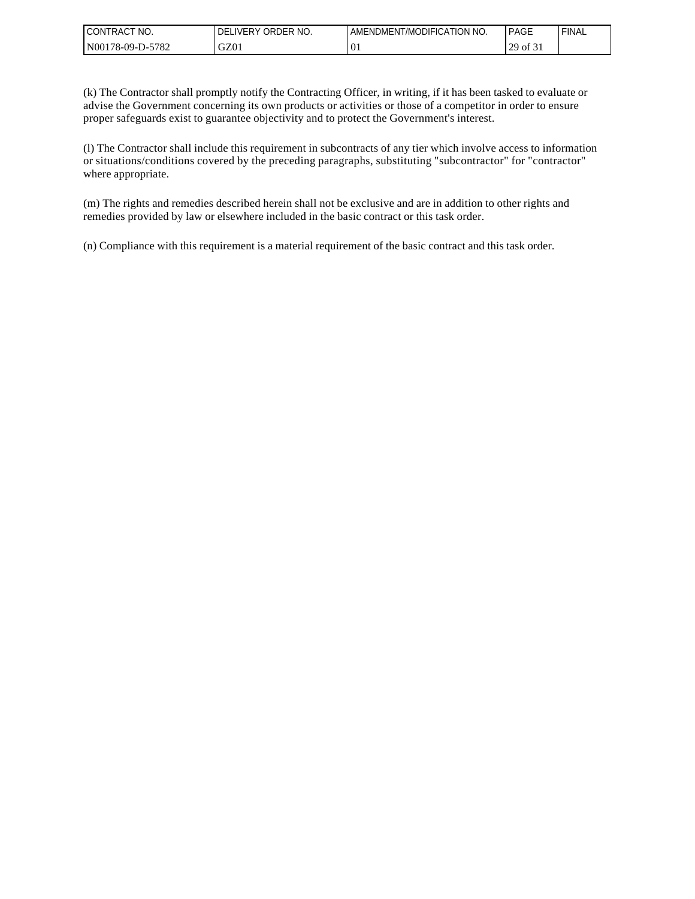(k) The Contractor shall promptly notify the Contracting Officer, in writing, if it has been tasked to evaluate or advise the Government concerning its own products or activities or those of a competitor in order to ensure proper safeguards exist to guarantee objectivity and to protect the Government's interest.

(l) The Contractor shall include this requirement in subcontracts of any tier which involve access to information or situations/conditions covered by the preceding paragraphs, substituting "subcontractor" for "contractor" where appropriate.

(m) The rights and remedies described herein shall not be exclusive and are in addition to other rights and remedies provided by law or elsewhere included in the basic contract or this task order.

(n) Compliance with this requirement is a material requirement of the basic contract and this task order.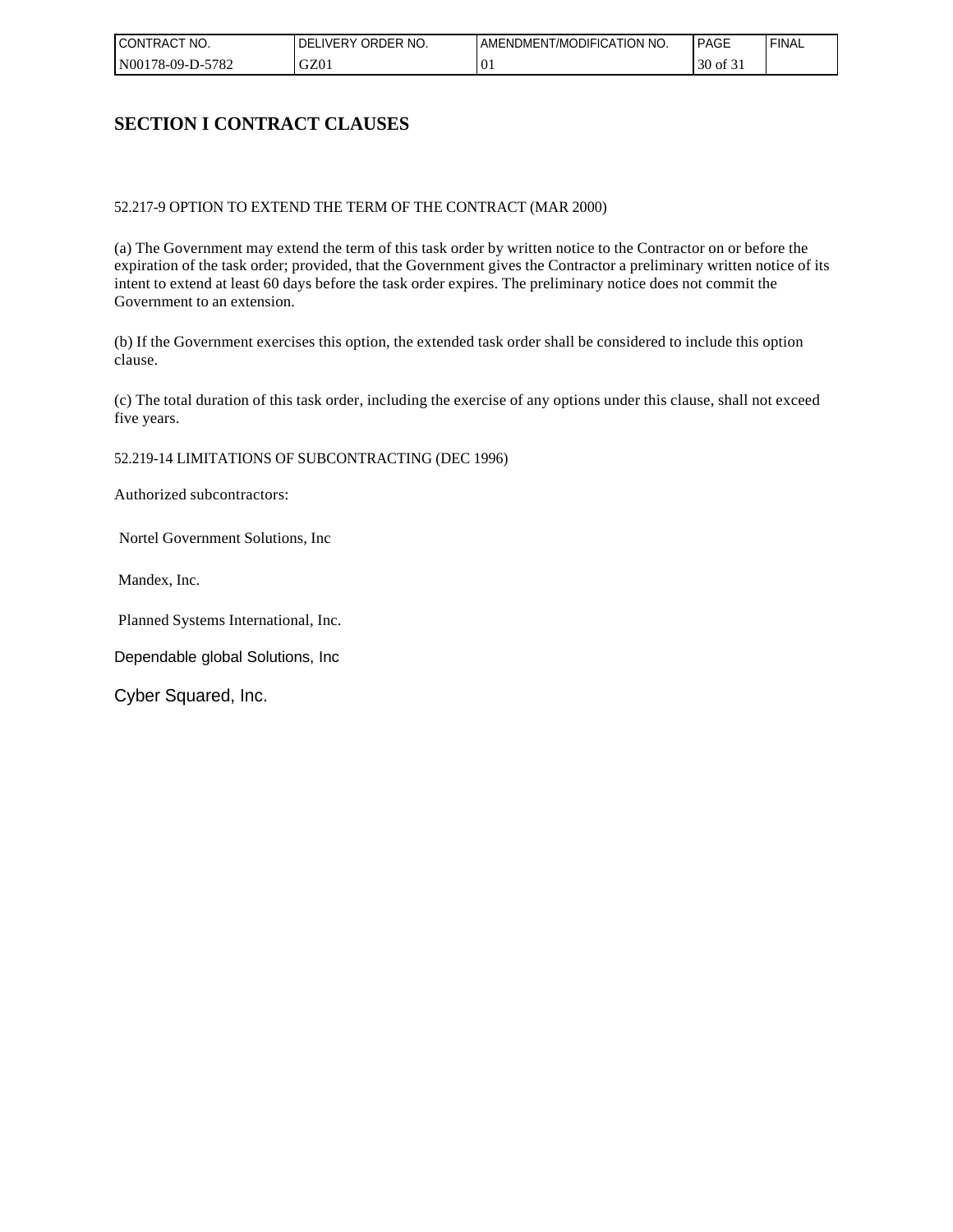# SECTION I CONTRACT CLAUSES

52.217-9 OPTION TO EXTEND THE TERM OF THE CONTRACT (MAR 2000)

(a) The Government may extend the term of this task order by written notice to the Contractor on or before the expiration of the task order; provided, that the Government gives the Contractor a preliminary written notice of its intent to extend at least 60 days before the task order expires. The preliminary notice does not commit the Government to an extension.

(b) If the Government exercises this option, the extended task order shall be considered to include this option clause.

(c) The total duration of this task order, including the exercise of any options under this clause, shall not exceed five years.

52.219-14 LIMITATIONS OF SUBCONTRACTING (DEC 1996)

Authorized subcontractors:

Nortel Government Solutions, Inc

Mandex, Inc.

Planned Systems International, Inc.

Dependable global Solutions, Inc

Cyber Squared, Inc.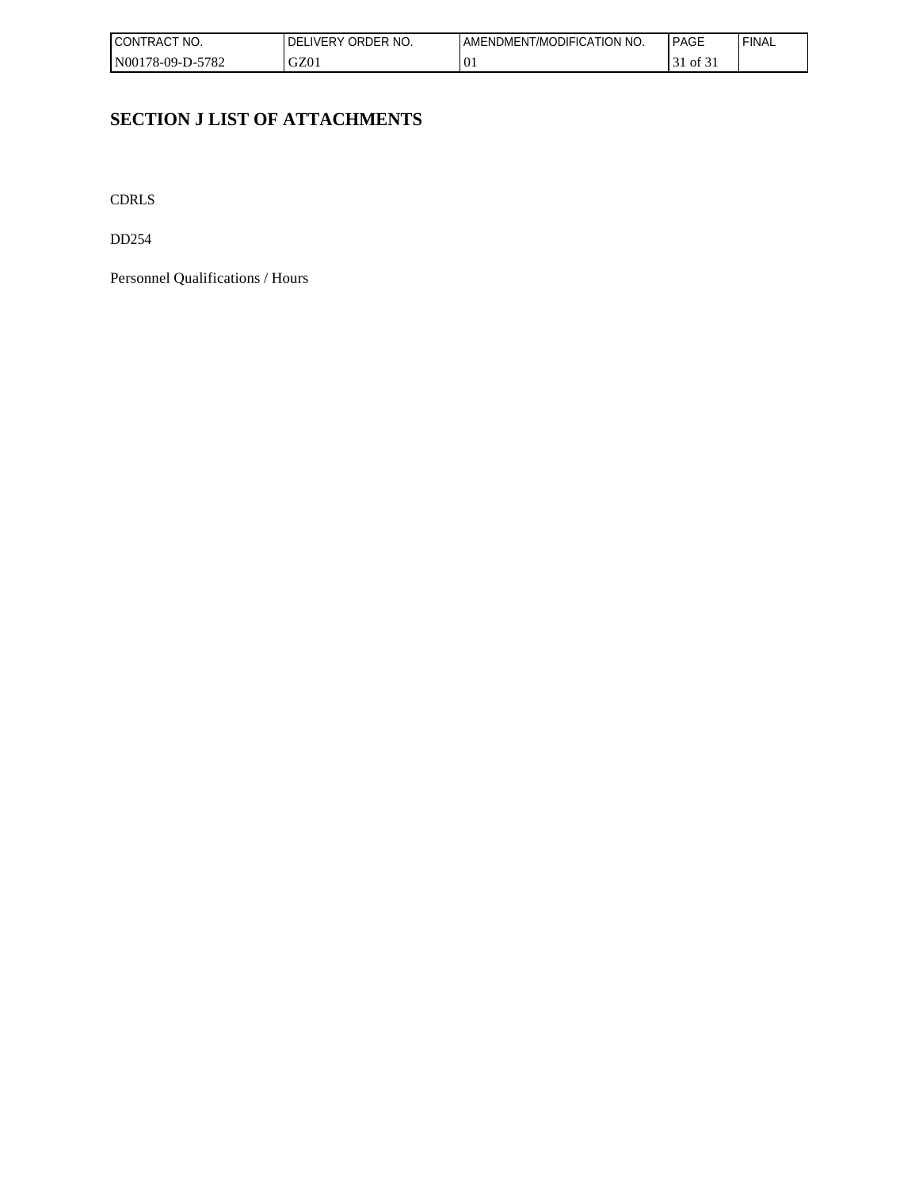# SECTION J LIST OF ATTACHMENTS

CDRLS

DD254

Personnel Qualifications / Hours